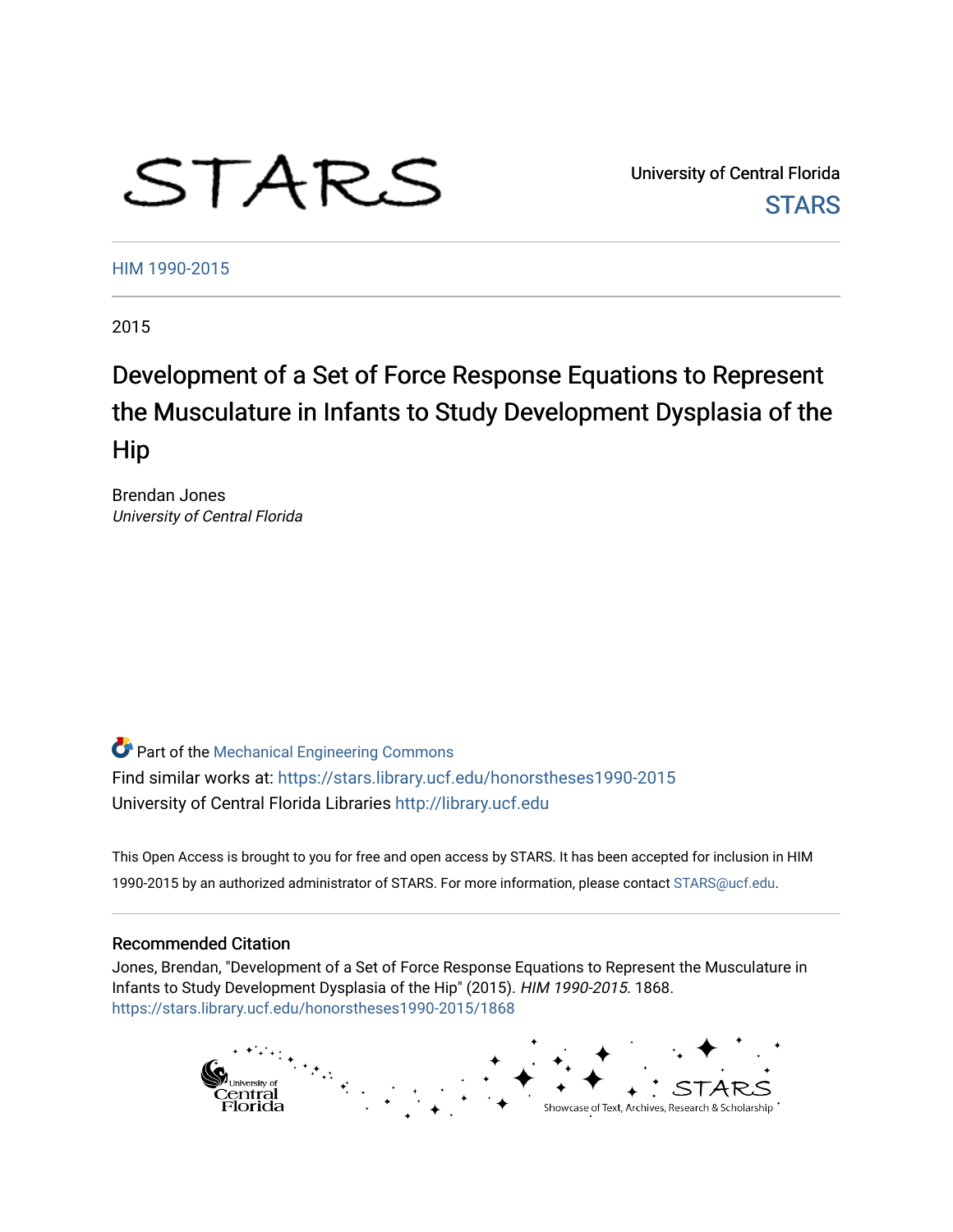STARS

University of Central Florida
STARS

HIM 1990-2015

2015

# Development of a Set of Force Response Equations to Represent the Musculature in Infants to Study Development Dysplasia of the Hip

Brendan Jones
*University of Central Florida*

Part of the Mechanical Engineering Commons
Find similar works at: https://stars.library.ucf.edu/honorstheses1990-2015
University of Central Florida Libraries http://library.ucf.edu

This Open Access is brought to you for free and open access by STARS. It has been accepted for inclusion in HIM 1990-2015 by an authorized administrator of STARS. For more information, please contact STARS@ucf.edu.

## Recommended Citation

Jones, Brendan, "Development of a Set of Force Response Equations to Represent the Musculature in Infants to Study Development Dysplasia of the Hip" (2015). *HIM 1990-2015*. 1868.
https://stars.library.ucf.edu/honorstheses1990-2015/1868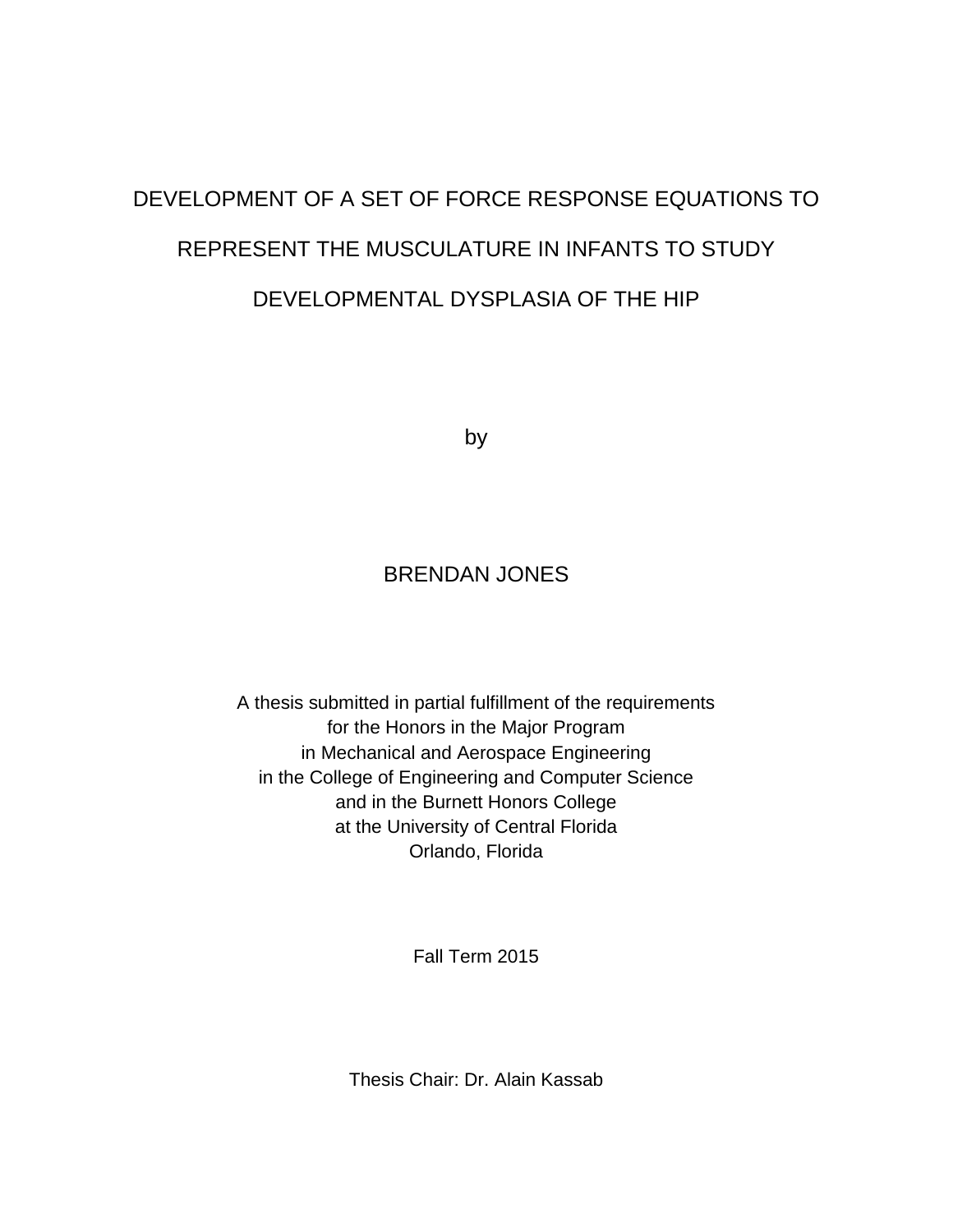# DEVELOPMENT OF A SET OF FORCE RESPONSE EQUATIONS TO REPRESENT THE MUSCULATURE IN INFANTS TO STUDY DEVELOPMENTAL DYSPLASIA OF THE HIP

by

BRENDAN JONES

A thesis submitted in partial fulfillment of the requirements
for the Honors in the Major Program
in Mechanical and Aerospace Engineering
in the College of Engineering and Computer Science
and in the Burnett Honors College
at the University of Central Florida
Orlando, Florida

Fall Term 2015

Thesis Chair: Dr. Alain Kassab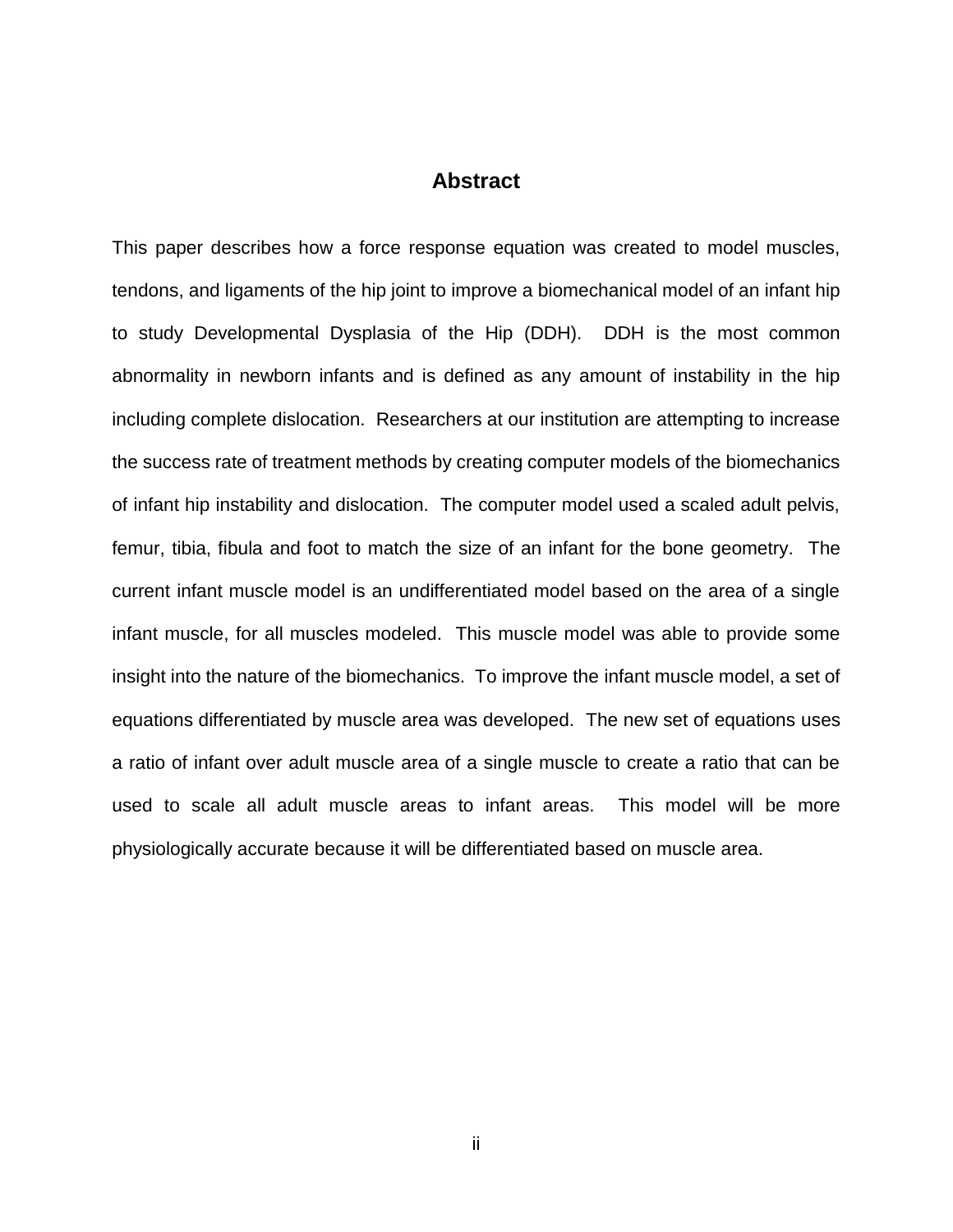## Abstract

This paper describes how a force response equation was created to model muscles, tendons, and ligaments of the hip joint to improve a biomechanical model of an infant hip to study Developmental Dysplasia of the Hip (DDH). DDH is the most common abnormality in newborn infants and is defined as any amount of instability in the hip including complete dislocation. Researchers at our institution are attempting to increase the success rate of treatment methods by creating computer models of the biomechanics of infant hip instability and dislocation. The computer model used a scaled adult pelvis, femur, tibia, fibula and foot to match the size of an infant for the bone geometry. The current infant muscle model is an undifferentiated model based on the area of a single infant muscle, for all muscles modeled. This muscle model was able to provide some insight into the nature of the biomechanics. To improve the infant muscle model, a set of equations differentiated by muscle area was developed. The new set of equations uses a ratio of infant over adult muscle area of a single muscle to create a ratio that can be used to scale all adult muscle areas to infant areas. This model will be more physiologically accurate because it will be differentiated based on muscle area.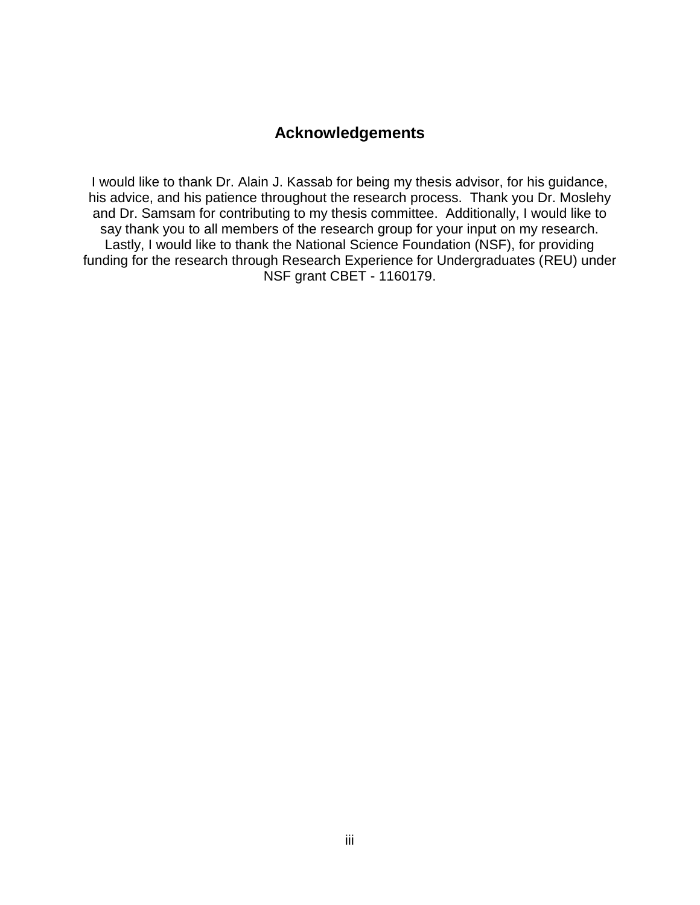# Acknowledgements

I would like to thank Dr. Alain J. Kassab for being my thesis advisor, for his guidance, his advice, and his patience throughout the research process. Thank you Dr. Moslehy and Dr. Samsam for contributing to my thesis committee. Additionally, I would like to say thank you to all members of the research group for your input on my research. Lastly, I would like to thank the National Science Foundation (NSF), for providing funding for the research through Research Experience for Undergraduates (REU) under NSF grant CBET - 1160179.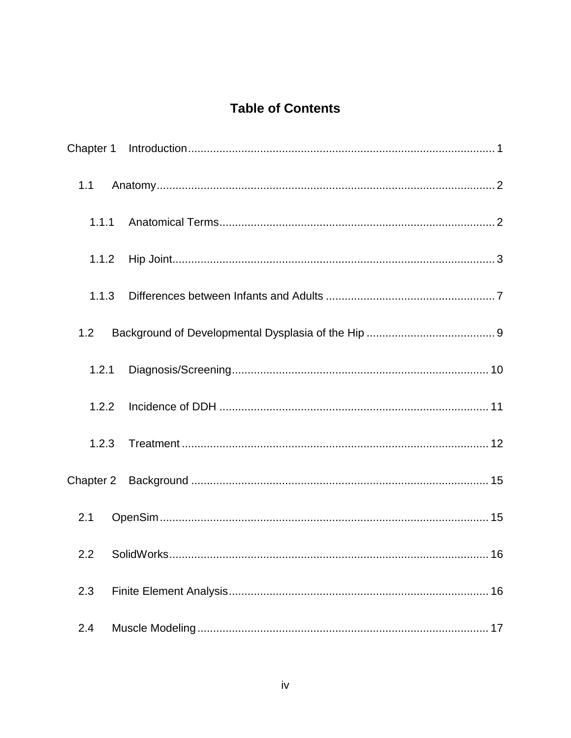# Table of Contents

Chapter 1 Introduction ... 1

- 1.1 Anatomy ... 2
  - 1.1.1 Anatomical Terms ... 2
  - 1.1.2 Hip Joint ... 3
  - 1.1.3 Differences between Infants and Adults ... 7
- 1.2 Background of Developmental Dysplasia of the Hip ... 9
  - 1.2.1 Diagnosis/Screening ... 10
  - 1.2.2 Incidence of DDH ... 11
  - 1.2.3 Treatment ... 12

Chapter 2 Background ... 15

- 2.1 OpenSim ... 15
- 2.2 SolidWorks ... 16
- 2.3 Finite Element Analysis ... 16
- 2.4 Muscle Modeling ... 17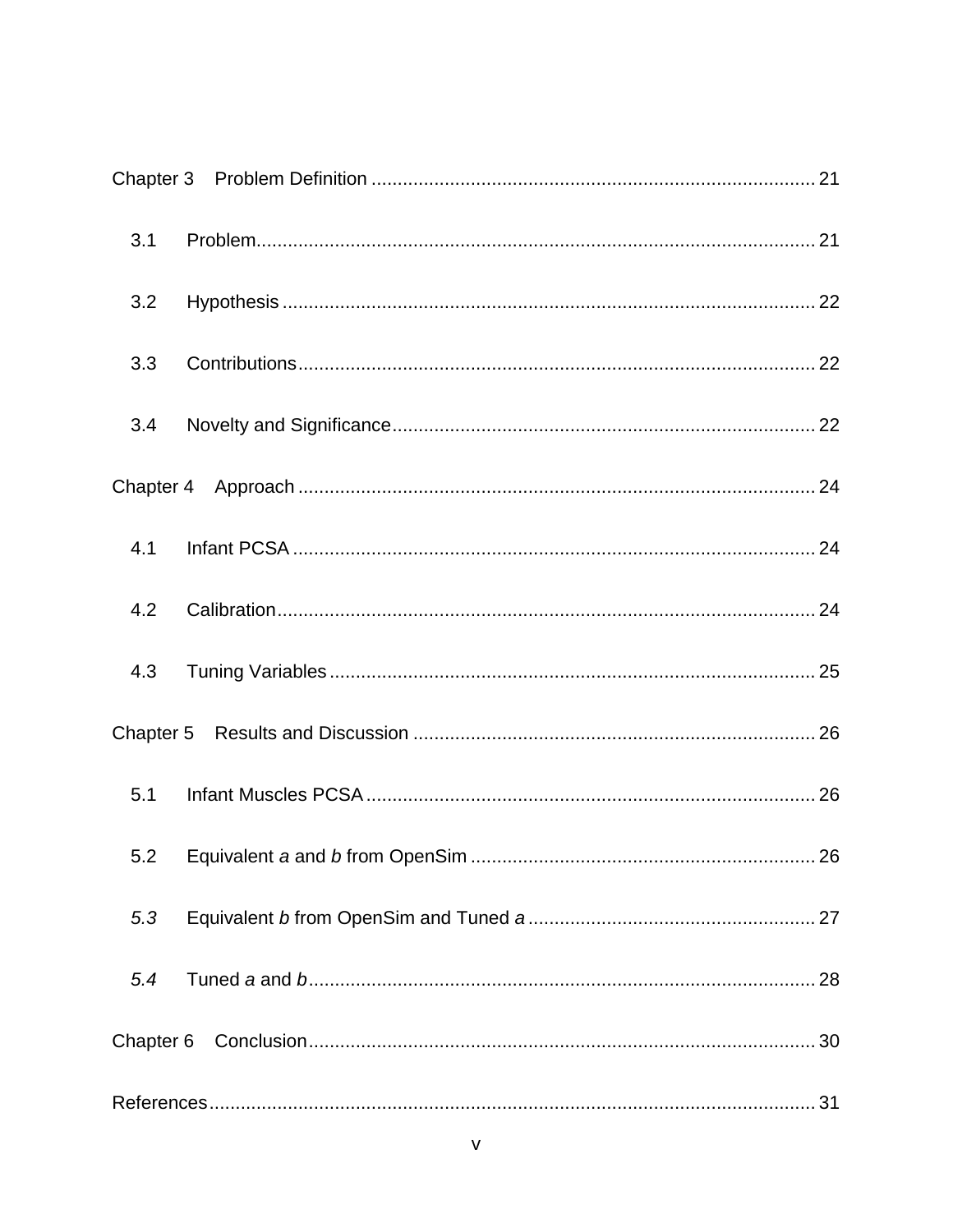Chapter 3 Problem Definition ... 21

3.1 Problem ... 21

3.2 Hypothesis ... 22

3.3 Contributions ... 22

3.4 Novelty and Significance ... 22

Chapter 4 Approach ... 24

4.1 Infant PCSA ... 24

4.2 Calibration ... 24

4.3 Tuning Variables ... 25

Chapter 5 Results and Discussion ... 26

5.1 Infant Muscles PCSA ... 26

5.2 Equivalent *a* and *b* from OpenSim ... 26

*5.3* Equivalent *b* from OpenSim and Tuned *a* ... 27

*5.4* Tuned *a* and *b* ... 28

Chapter 6 Conclusion ... 30

References ... 31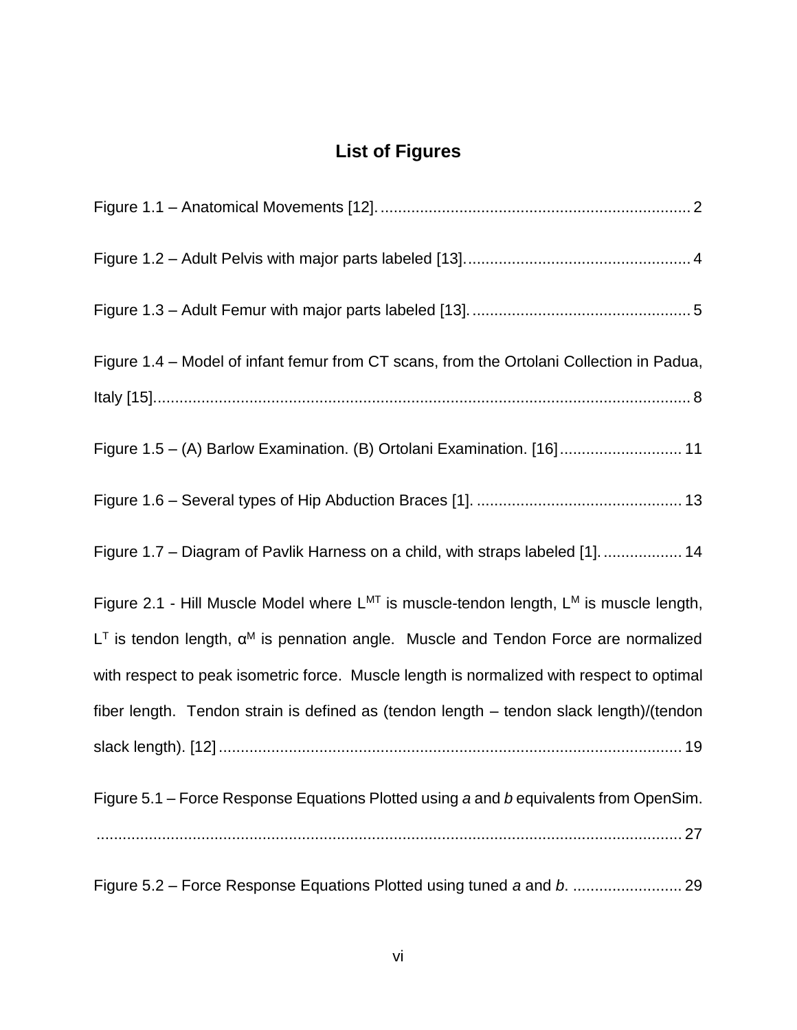# List of Figures

Figure 1.1 – Anatomical Movements [12]. ....................................................................... 2

Figure 1.2 – Adult Pelvis with major parts labeled [13]. .................................................. 4

Figure 1.3 – Adult Femur with major parts labeled [13]. .................................................. 5

Figure 1.4 – Model of infant femur from CT scans, from the Ortolani Collection in Padua, Italy [15]........................................................................................................................... 8

Figure 1.5 – (A) Barlow Examination. (B) Ortolani Examination. [16] ............................ 11

Figure 1.6 – Several types of Hip Abduction Braces [1]. ............................................... 13

Figure 1.7 – Diagram of Pavlik Harness on a child, with straps labeled [1]. .................. 14

Figure 2.1 - Hill Muscle Model where $L^{MT}$ is muscle-tendon length, $L^{M}$ is muscle length, $L^{T}$ is tendon length, $\alpha^{M}$ is pennation angle. Muscle and Tendon Force are normalized with respect to peak isometric force. Muscle length is normalized with respect to optimal fiber length. Tendon strain is defined as (tendon length – tendon slack length)/(tendon slack length). [12] ......................................................................................................... 19

Figure 5.1 – Force Response Equations Plotted using *a* and *b* equivalents from OpenSim. ...................................................................................................................................... 27

Figure 5.2 – Force Response Equations Plotted using tuned *a* and *b*. ......................... 29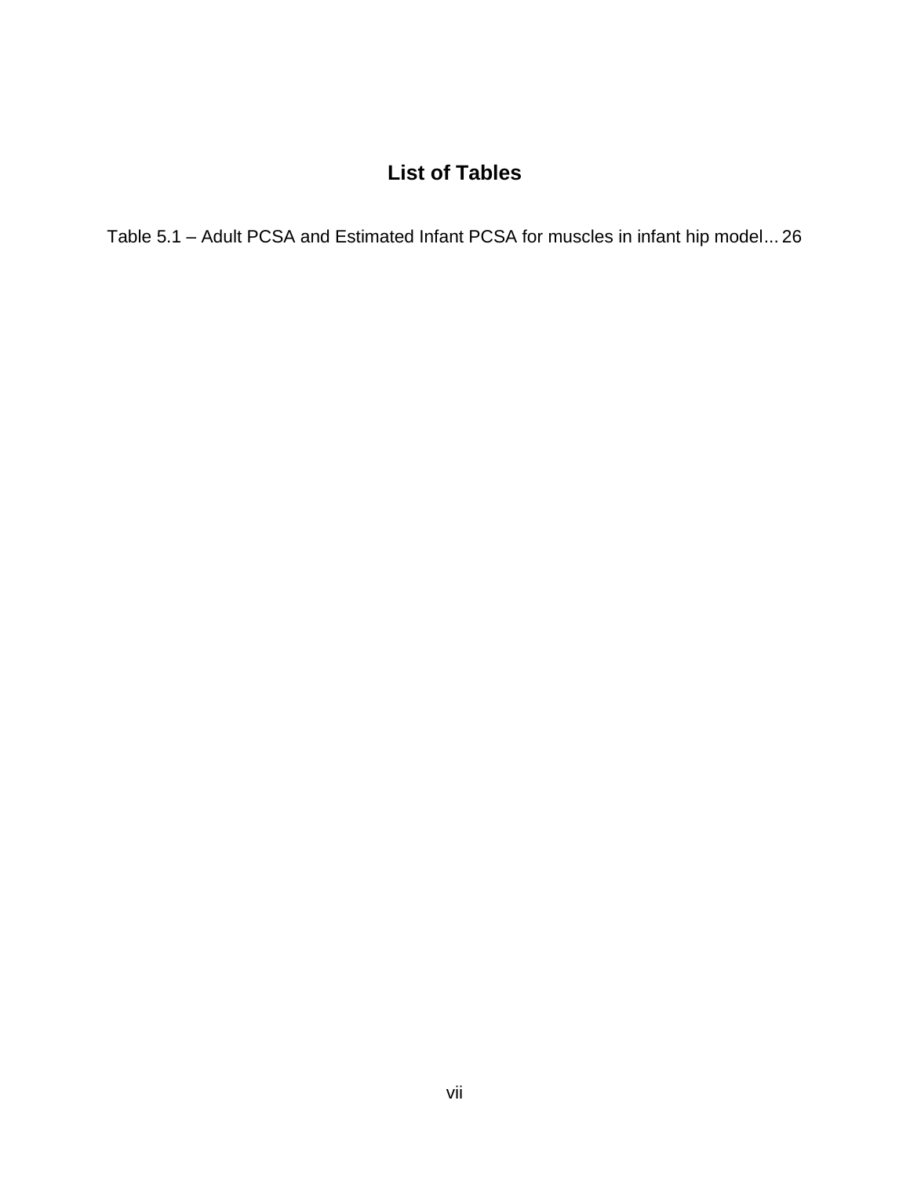# List of Tables

Table 5.1 – Adult PCSA and Estimated Infant PCSA for muscles in infant hip model... 26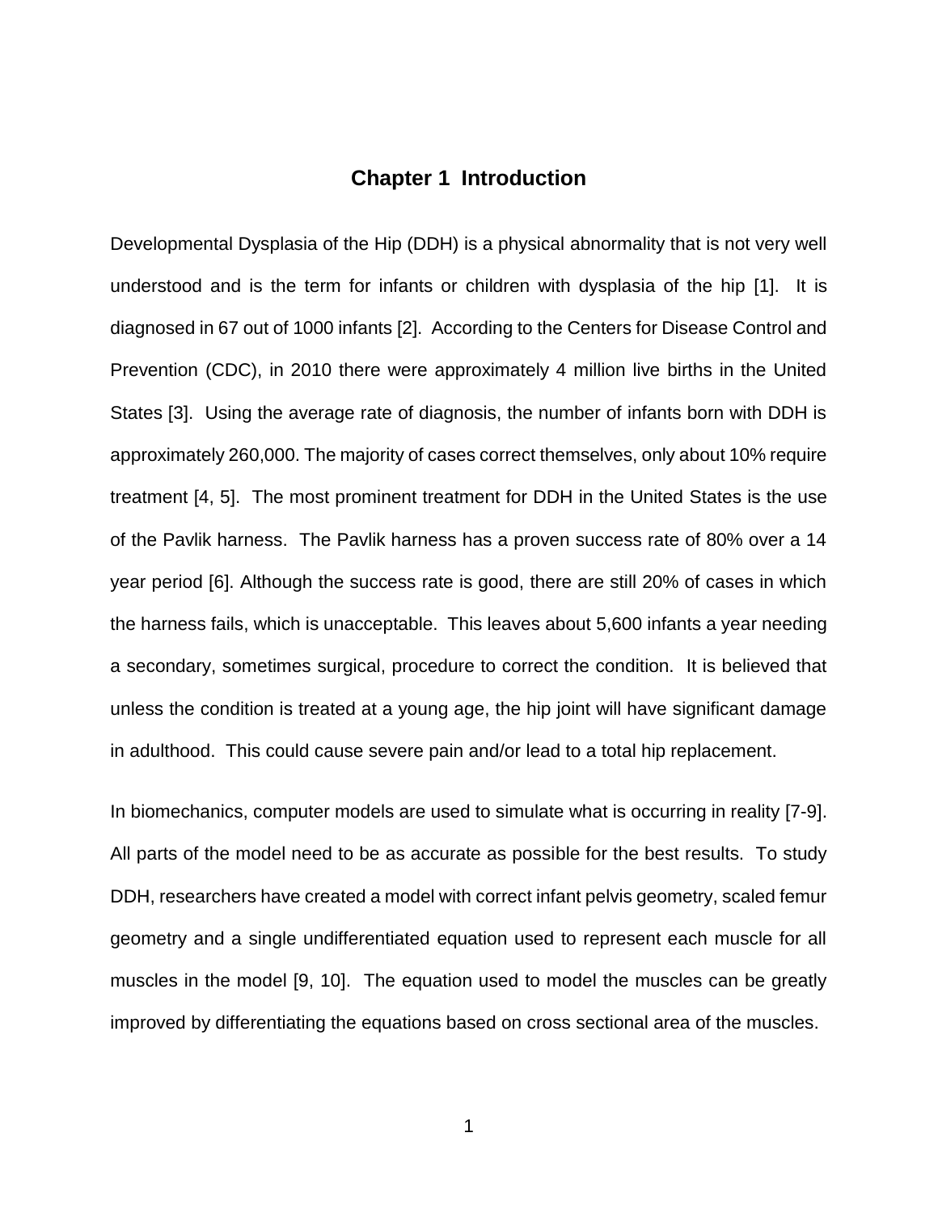# Chapter 1 Introduction

Developmental Dysplasia of the Hip (DDH) is a physical abnormality that is not very well understood and is the term for infants or children with dysplasia of the hip [1]. It is diagnosed in 67 out of 1000 infants [2]. According to the Centers for Disease Control and Prevention (CDC), in 2010 there were approximately 4 million live births in the United States [3]. Using the average rate of diagnosis, the number of infants born with DDH is approximately 260,000. The majority of cases correct themselves, only about 10% require treatment [4, 5]. The most prominent treatment for DDH in the United States is the use of the Pavlik harness. The Pavlik harness has a proven success rate of 80% over a 14 year period [6]. Although the success rate is good, there are still 20% of cases in which the harness fails, which is unacceptable. This leaves about 5,600 infants a year needing a secondary, sometimes surgical, procedure to correct the condition. It is believed that unless the condition is treated at a young age, the hip joint will have significant damage in adulthood. This could cause severe pain and/or lead to a total hip replacement.

In biomechanics, computer models are used to simulate what is occurring in reality [7-9]. All parts of the model need to be as accurate as possible for the best results. To study DDH, researchers have created a model with correct infant pelvis geometry, scaled femur geometry and a single undifferentiated equation used to represent each muscle for all muscles in the model [9, 10]. The equation used to model the muscles can be greatly improved by differentiating the equations based on cross sectional area of the muscles.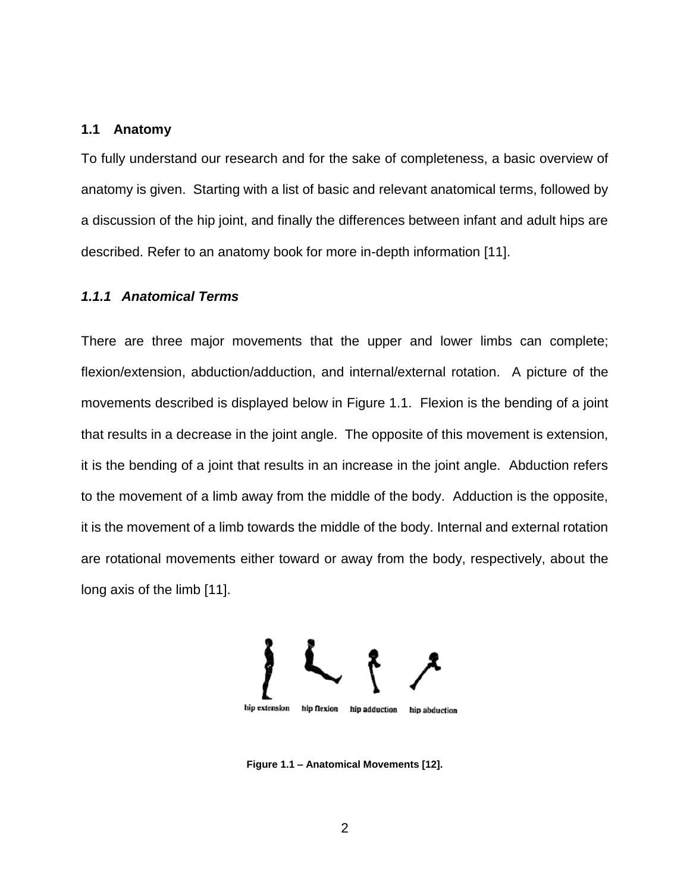## 1.1 Anatomy

To fully understand our research and for the sake of completeness, a basic overview of anatomy is given. Starting with a list of basic and relevant anatomical terms, followed by a discussion of the hip joint, and finally the differences between infant and adult hips are described. Refer to an anatomy book for more in-depth information [11].

### *1.1.1 Anatomical Terms*

There are three major movements that the upper and lower limbs can complete; flexion/extension, abduction/adduction, and internal/external rotation. A picture of the movements described is displayed below in Figure 1.1. Flexion is the bending of a joint that results in a decrease in the joint angle. The opposite of this movement is extension, it is the bending of a joint that results in an increase in the joint angle. Abduction refers to the movement of a limb away from the middle of the body. Adduction is the opposite, it is the movement of a limb towards the middle of the body. Internal and external rotation are rotational movements either toward or away from the body, respectively, about the long axis of the limb [11].

hip extension hip flexion hip adduction hip abduction

**Figure 1.1 – Anatomical Movements [12].**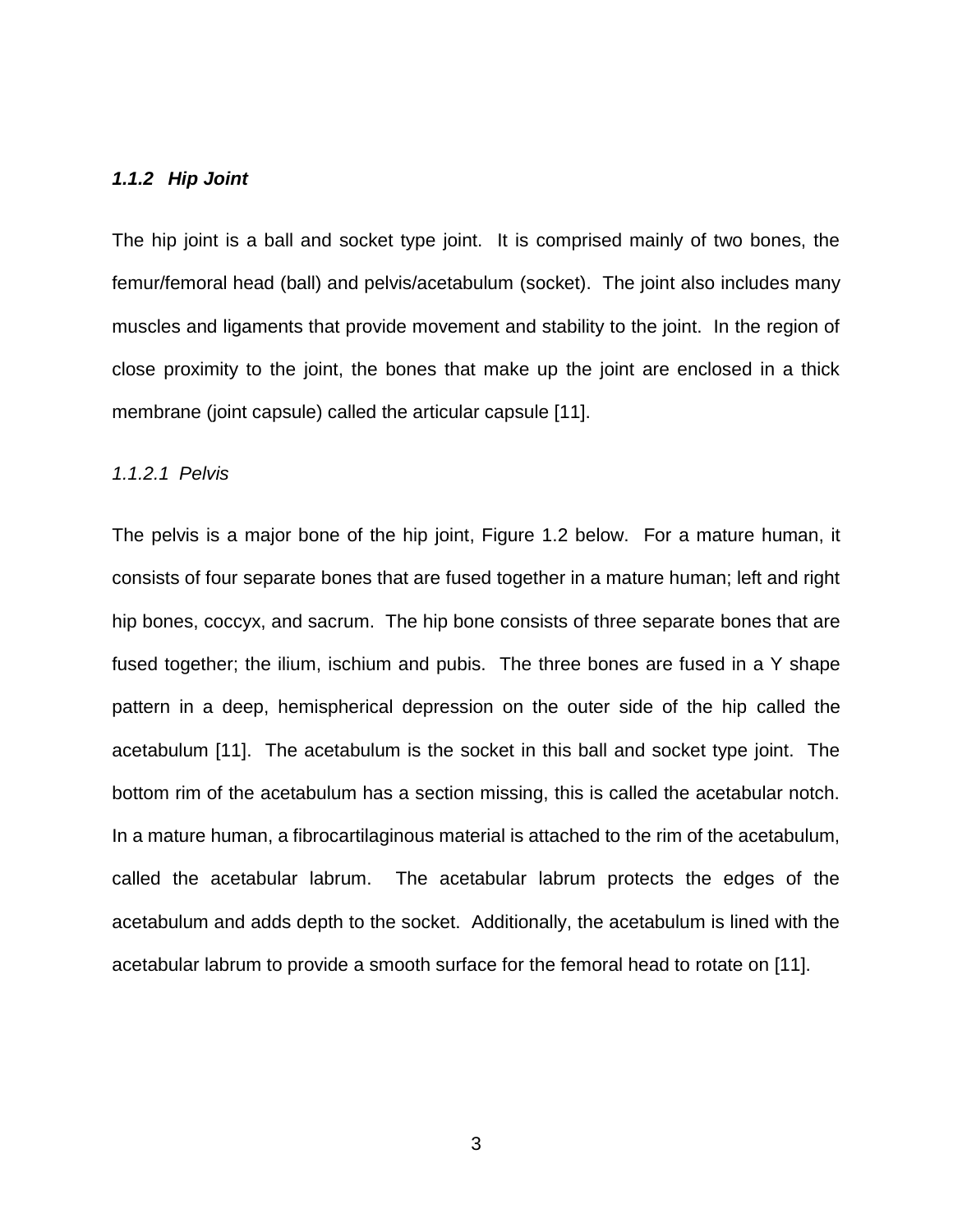### *1.1.2 Hip Joint*

The hip joint is a ball and socket type joint. It is comprised mainly of two bones, the femur/femoral head (ball) and pelvis/acetabulum (socket). The joint also includes many muscles and ligaments that provide movement and stability to the joint. In the region of close proximity to the joint, the bones that make up the joint are enclosed in a thick membrane (joint capsule) called the articular capsule [11].

#### *1.1.2.1 Pelvis*

The pelvis is a major bone of the hip joint, Figure 1.2 below. For a mature human, it consists of four separate bones that are fused together in a mature human; left and right hip bones, coccyx, and sacrum. The hip bone consists of three separate bones that are fused together; the ilium, ischium and pubis. The three bones are fused in a Y shape pattern in a deep, hemispherical depression on the outer side of the hip called the acetabulum [11]. The acetabulum is the socket in this ball and socket type joint. The bottom rim of the acetabulum has a section missing, this is called the acetabular notch. In a mature human, a fibrocartilaginous material is attached to the rim of the acetabulum, called the acetabular labrum. The acetabular labrum protects the edges of the acetabulum and adds depth to the socket. Additionally, the acetabulum is lined with the acetabular labrum to provide a smooth surface for the femoral head to rotate on [11].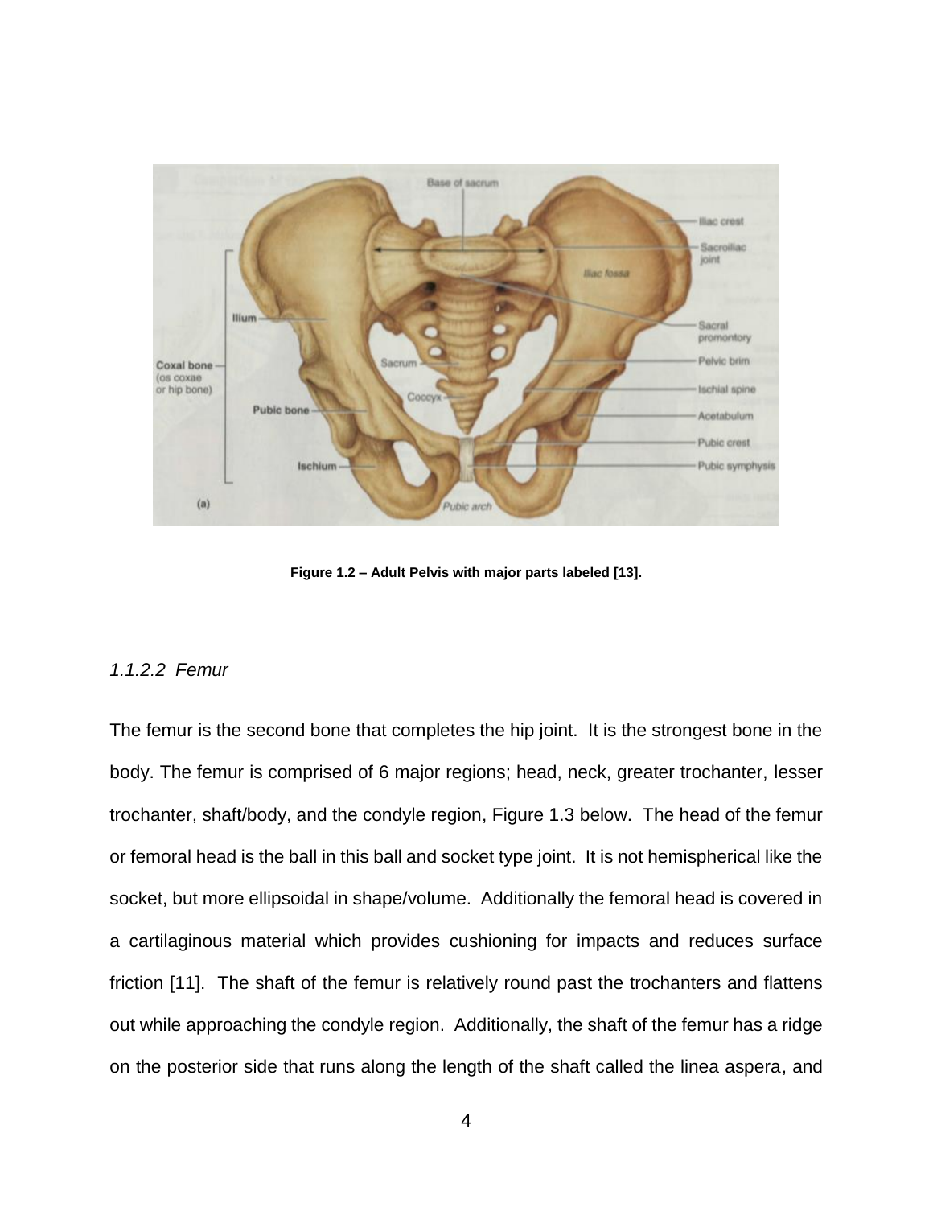Figure 1.2 – Adult Pelvis with major parts labeled [13].

*1.1.2.2 Femur*

The femur is the second bone that completes the hip joint. It is the strongest bone in the body. The femur is comprised of 6 major regions; head, neck, greater trochanter, lesser trochanter, shaft/body, and the condyle region, Figure 1.3 below. The head of the femur or femoral head is the ball in this ball and socket type joint. It is not hemispherical like the socket, but more ellipsoidal in shape/volume. Additionally the femoral head is covered in a cartilaginous material which provides cushioning for impacts and reduces surface friction [11]. The shaft of the femur is relatively round past the trochanters and flattens out while approaching the condyle region. Additionally, the shaft of the femur has a ridge on the posterior side that runs along the length of the shaft called the linea aspera, and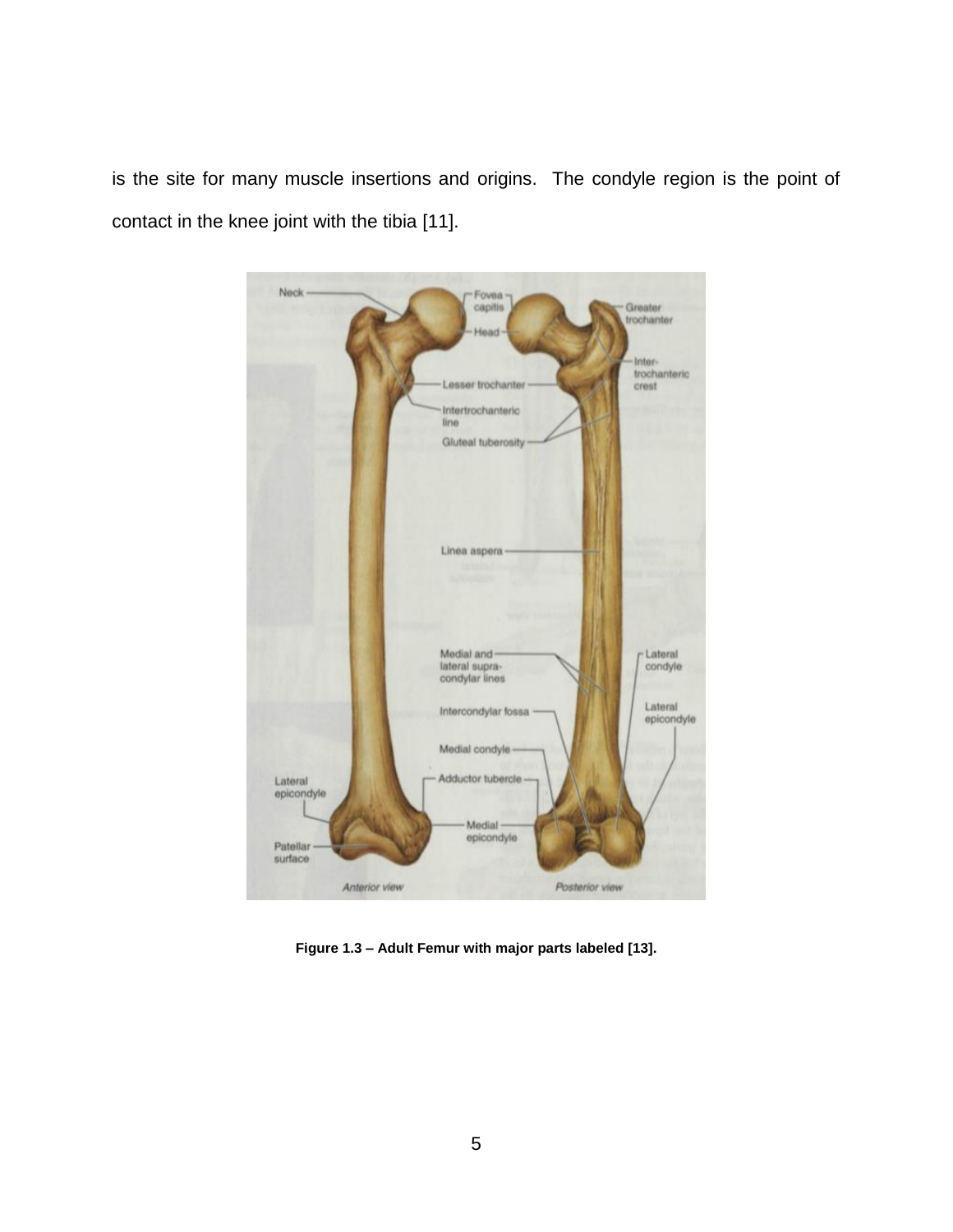is the site for many muscle insertions and origins. The condyle region is the point of contact in the knee joint with the tibia [11].

**Figure 1.3 – Adult Femur with major parts labeled [13].**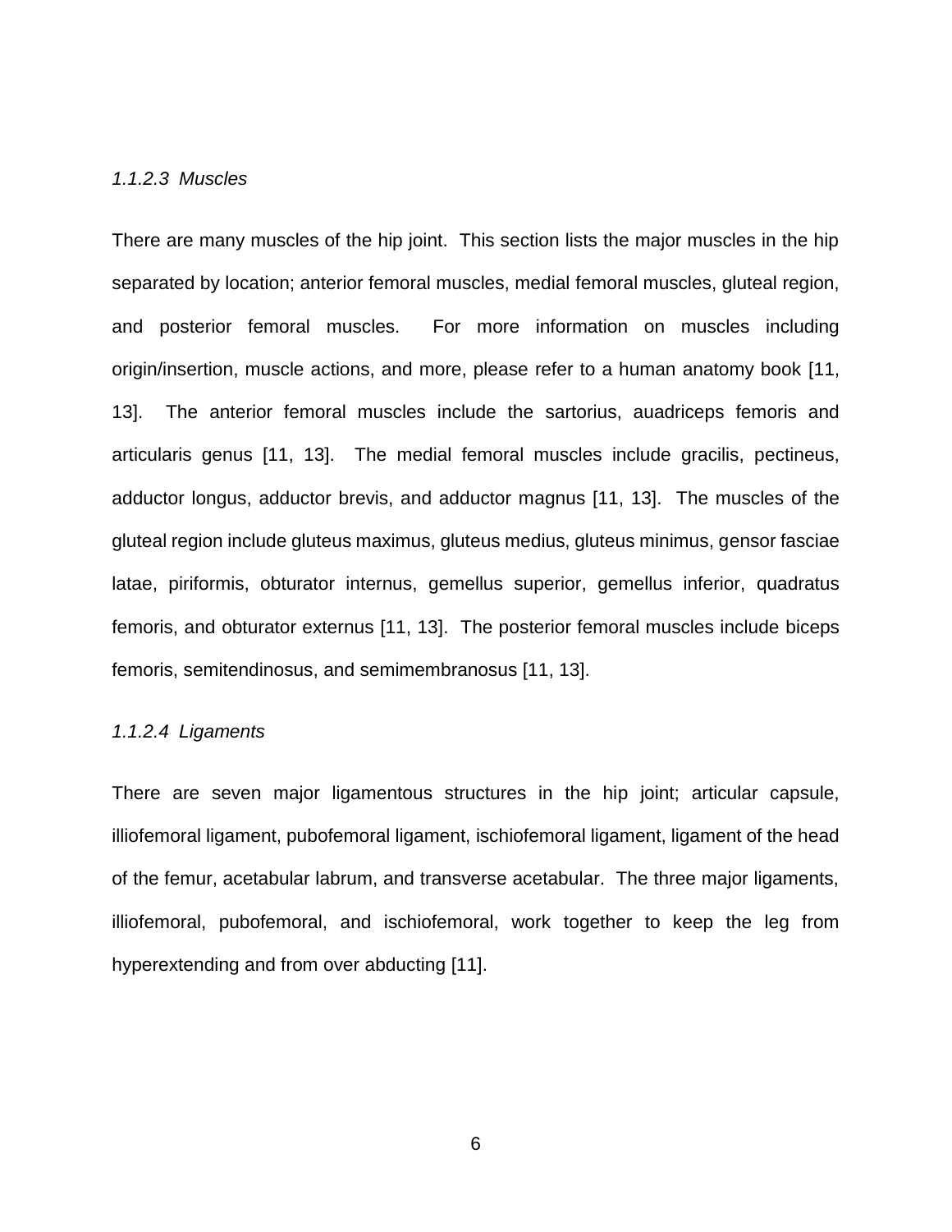*1.1.2.3 Muscles*

There are many muscles of the hip joint. This section lists the major muscles in the hip separated by location; anterior femoral muscles, medial femoral muscles, gluteal region, and posterior femoral muscles. For more information on muscles including origin/insertion, muscle actions, and more, please refer to a human anatomy book [11, 13]. The anterior femoral muscles include the sartorius, auadriceps femoris and articularis genus [11, 13]. The medial femoral muscles include gracilis, pectineus, adductor longus, adductor brevis, and adductor magnus [11, 13]. The muscles of the gluteal region include gluteus maximus, gluteus medius, gluteus minimus, gensor fasciae latae, piriformis, obturator internus, gemellus superior, gemellus inferior, quadratus femoris, and obturator externus [11, 13]. The posterior femoral muscles include biceps femoris, semitendinosus, and semimembranosus [11, 13].

*1.1.2.4 Ligaments*

There are seven major ligamentous structures in the hip joint; articular capsule, illiofemoral ligament, pubofemoral ligament, ischiofemoral ligament, ligament of the head of the femur, acetabular labrum, and transverse acetabular. The three major ligaments, illiofemoral, pubofemoral, and ischiofemoral, work together to keep the leg from hyperextending and from over abducting [11].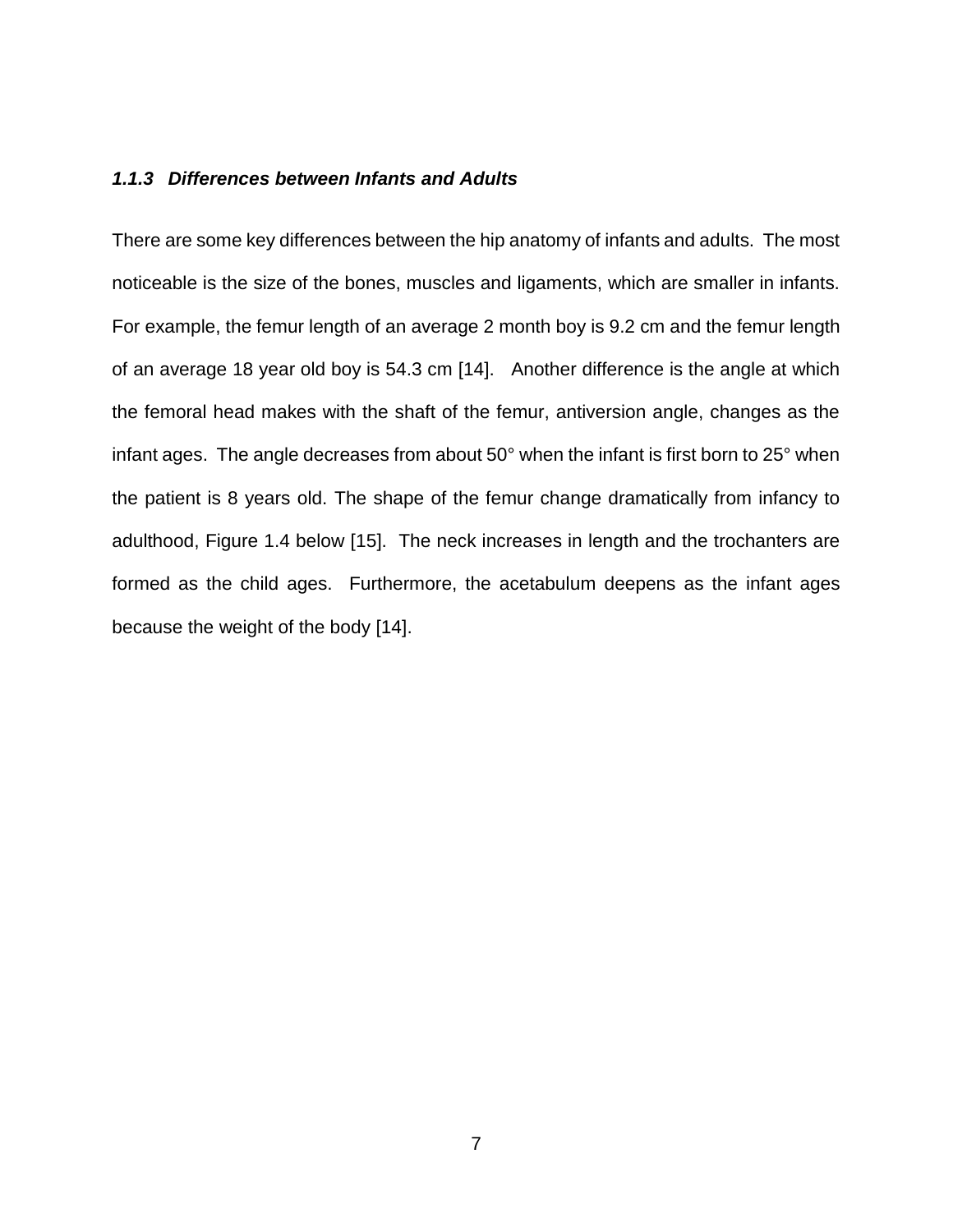### *1.1.3 Differences between Infants and Adults*

There are some key differences between the hip anatomy of infants and adults. The most noticeable is the size of the bones, muscles and ligaments, which are smaller in infants. For example, the femur length of an average 2 month boy is 9.2 cm and the femur length of an average 18 year old boy is 54.3 cm [14]. Another difference is the angle at which the femoral head makes with the shaft of the femur, antiversion angle, changes as the infant ages. The angle decreases from about 50° when the infant is first born to 25° when the patient is 8 years old. The shape of the femur change dramatically from infancy to adulthood, Figure 1.4 below [15]. The neck increases in length and the trochanters are formed as the child ages. Furthermore, the acetabulum deepens as the infant ages because the weight of the body [14].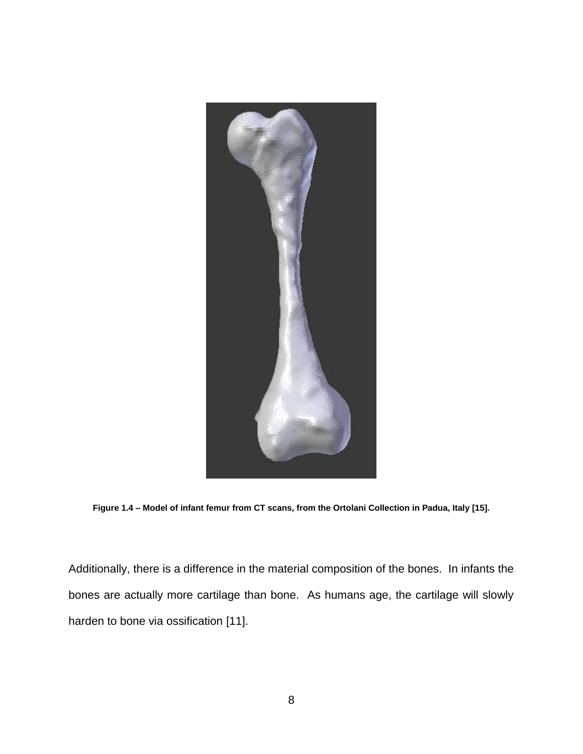**Figure 1.4 – Model of infant femur from CT scans, from the Ortolani Collection in Padua, Italy [15].**

Additionally, there is a difference in the material composition of the bones. In infants the bones are actually more cartilage than bone. As humans age, the cartilage will slowly harden to bone via ossification [11].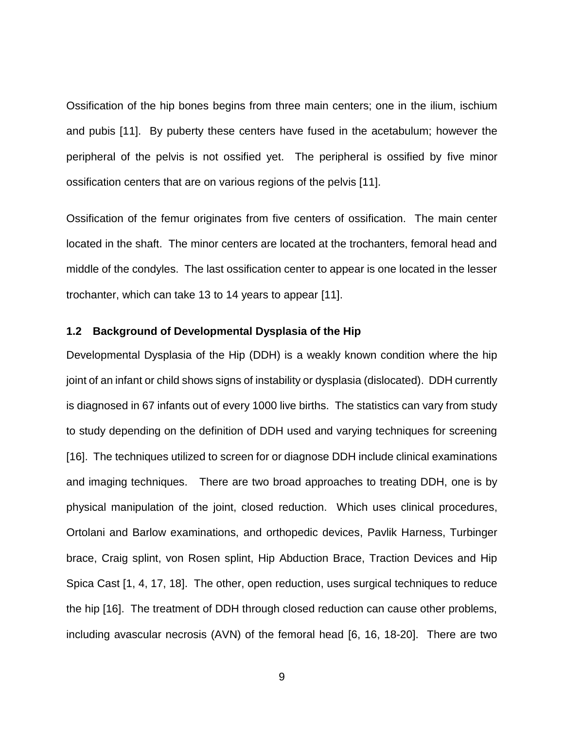Ossification of the hip bones begins from three main centers; one in the ilium, ischium and pubis [11]. By puberty these centers have fused in the acetabulum; however the peripheral of the pelvis is not ossified yet. The peripheral is ossified by five minor ossification centers that are on various regions of the pelvis [11].

Ossification of the femur originates from five centers of ossification. The main center located in the shaft. The minor centers are located at the trochanters, femoral head and middle of the condyles. The last ossification center to appear is one located in the lesser trochanter, which can take 13 to 14 years to appear [11].

### 1.2 Background of Developmental Dysplasia of the Hip

Developmental Dysplasia of the Hip (DDH) is a weakly known condition where the hip joint of an infant or child shows signs of instability or dysplasia (dislocated). DDH currently is diagnosed in 67 infants out of every 1000 live births. The statistics can vary from study to study depending on the definition of DDH used and varying techniques for screening [16]. The techniques utilized to screen for or diagnose DDH include clinical examinations and imaging techniques. There are two broad approaches to treating DDH, one is by physical manipulation of the joint, closed reduction. Which uses clinical procedures, Ortolani and Barlow examinations, and orthopedic devices, Pavlik Harness, Turbinger brace, Craig splint, von Rosen splint, Hip Abduction Brace, Traction Devices and Hip Spica Cast [1, 4, 17, 18]. The other, open reduction, uses surgical techniques to reduce the hip [16]. The treatment of DDH through closed reduction can cause other problems, including avascular necrosis (AVN) of the femoral head [6, 16, 18-20]. There are two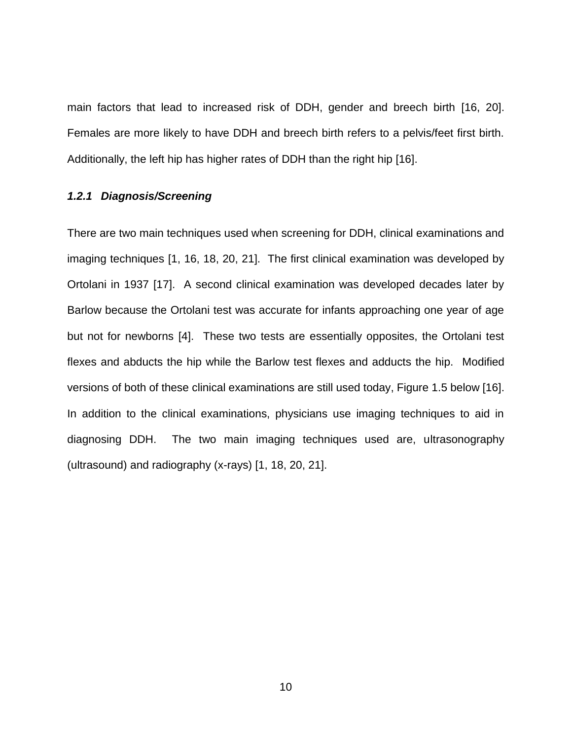main factors that lead to increased risk of DDH, gender and breech birth [16, 20]. Females are more likely to have DDH and breech birth refers to a pelvis/feet first birth. Additionally, the left hip has higher rates of DDH than the right hip [16].

### *1.2.1 Diagnosis/Screening*

There are two main techniques used when screening for DDH, clinical examinations and imaging techniques [1, 16, 18, 20, 21]. The first clinical examination was developed by Ortolani in 1937 [17]. A second clinical examination was developed decades later by Barlow because the Ortolani test was accurate for infants approaching one year of age but not for newborns [4]. These two tests are essentially opposites, the Ortolani test flexes and abducts the hip while the Barlow test flexes and adducts the hip. Modified versions of both of these clinical examinations are still used today, Figure 1.5 below [16]. In addition to the clinical examinations, physicians use imaging techniques to aid in diagnosing DDH. The two main imaging techniques used are, ultrasonography (ultrasound) and radiography (x-rays) [1, 18, 20, 21].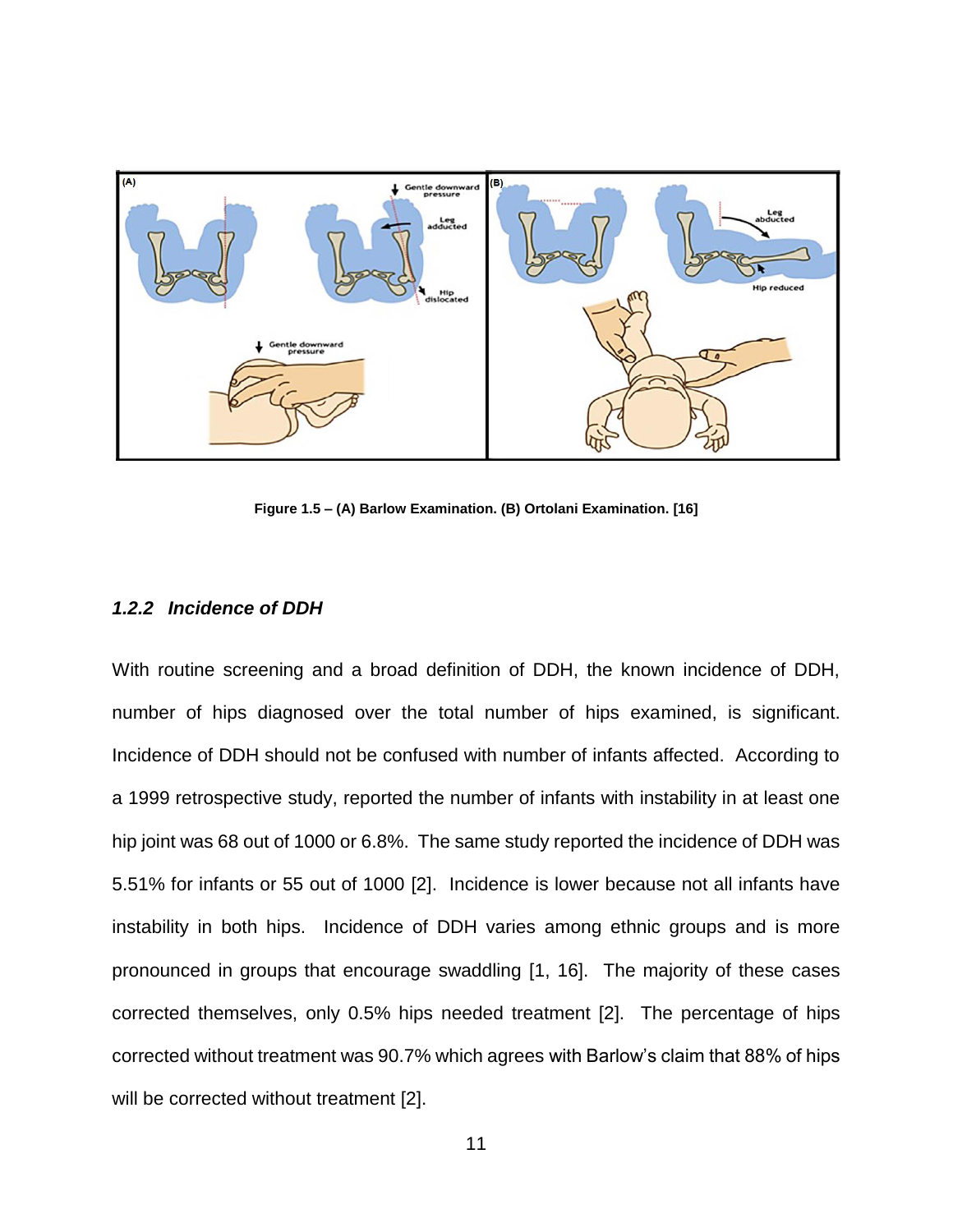Figure 1.5 – (A) Barlow Examination. (B) Ortolani Examination. [16]

### *1.2.2 Incidence of DDH*

With routine screening and a broad definition of DDH, the known incidence of DDH, number of hips diagnosed over the total number of hips examined, is significant. Incidence of DDH should not be confused with number of infants affected. According to a 1999 retrospective study, reported the number of infants with instability in at least one hip joint was 68 out of 1000 or 6.8%. The same study reported the incidence of DDH was 5.51% for infants or 55 out of 1000 [2]. Incidence is lower because not all infants have instability in both hips. Incidence of DDH varies among ethnic groups and is more pronounced in groups that encourage swaddling [1, 16]. The majority of these cases corrected themselves, only 0.5% hips needed treatment [2]. The percentage of hips corrected without treatment was 90.7% which agrees with Barlow's claim that 88% of hips will be corrected without treatment [2].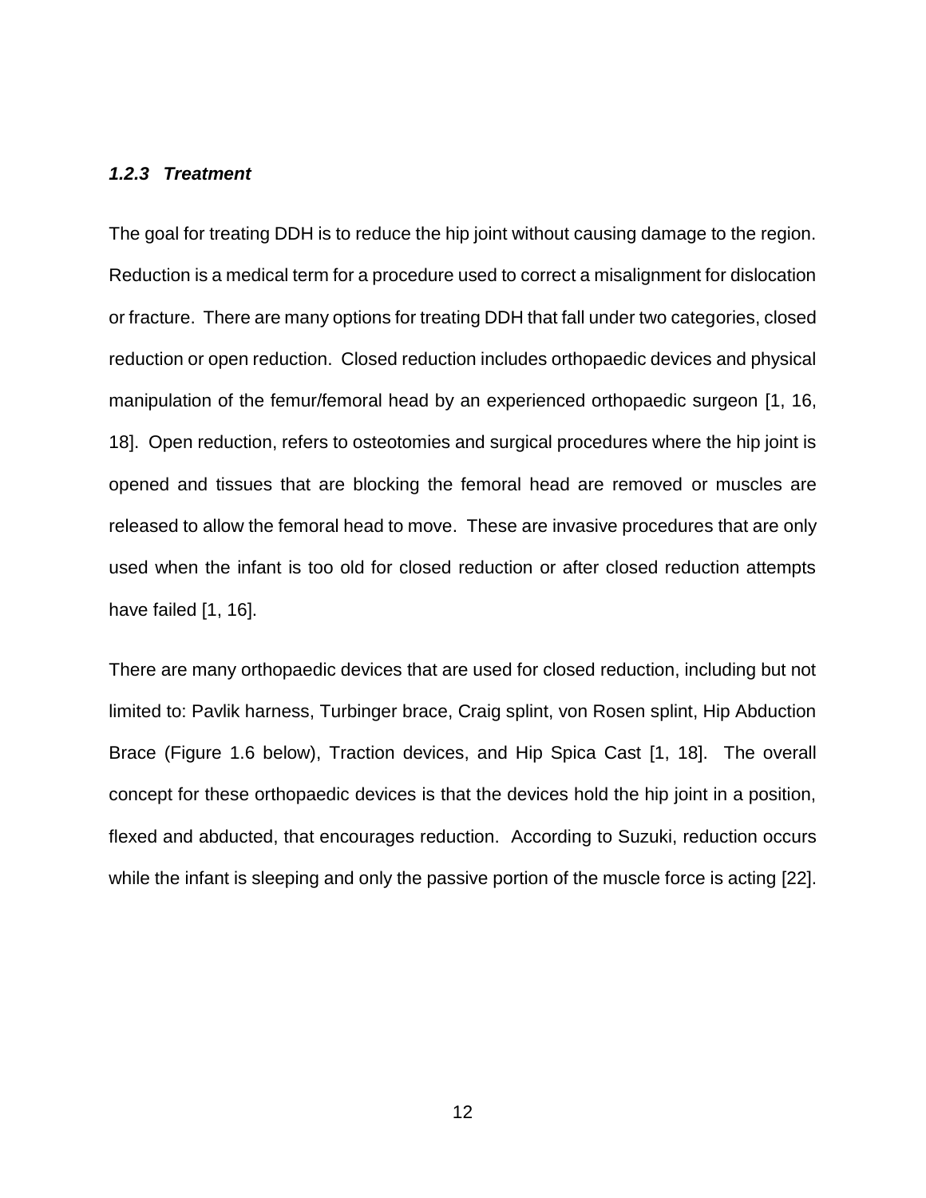### *1.2.3 Treatment*

The goal for treating DDH is to reduce the hip joint without causing damage to the region. Reduction is a medical term for a procedure used to correct a misalignment for dislocation or fracture. There are many options for treating DDH that fall under two categories, closed reduction or open reduction. Closed reduction includes orthopaedic devices and physical manipulation of the femur/femoral head by an experienced orthopaedic surgeon [1, 16, 18]. Open reduction, refers to osteotomies and surgical procedures where the hip joint is opened and tissues that are blocking the femoral head are removed or muscles are released to allow the femoral head to move. These are invasive procedures that are only used when the infant is too old for closed reduction or after closed reduction attempts have failed [1, 16].

There are many orthopaedic devices that are used for closed reduction, including but not limited to: Pavlik harness, Turbinger brace, Craig splint, von Rosen splint, Hip Abduction Brace (Figure 1.6 below), Traction devices, and Hip Spica Cast [1, 18]. The overall concept for these orthopaedic devices is that the devices hold the hip joint in a position, flexed and abducted, that encourages reduction. According to Suzuki, reduction occurs while the infant is sleeping and only the passive portion of the muscle force is acting [22].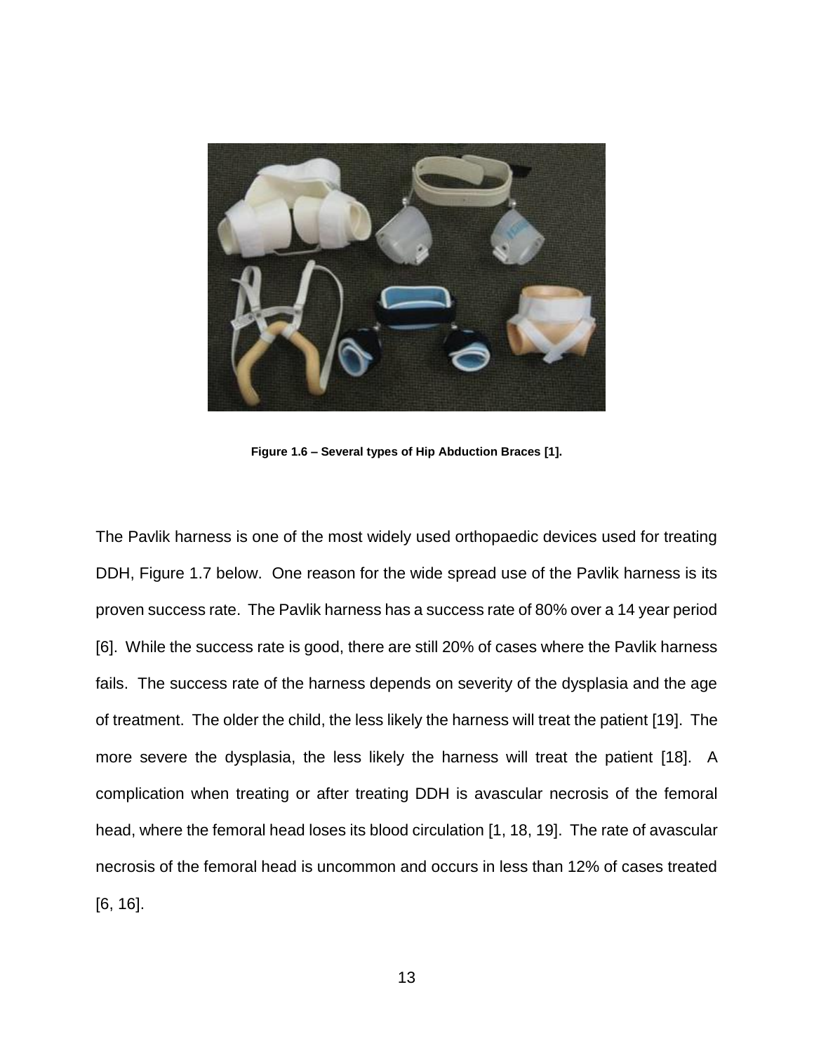**Figure 1.6 – Several types of Hip Abduction Braces [1].**

The Pavlik harness is one of the most widely used orthopaedic devices used for treating DDH, Figure 1.7 below. One reason for the wide spread use of the Pavlik harness is its proven success rate. The Pavlik harness has a success rate of 80% over a 14 year period [6]. While the success rate is good, there are still 20% of cases where the Pavlik harness fails. The success rate of the harness depends on severity of the dysplasia and the age of treatment. The older the child, the less likely the harness will treat the patient [19]. The more severe the dysplasia, the less likely the harness will treat the patient [18]. A complication when treating or after treating DDH is avascular necrosis of the femoral head, where the femoral head loses its blood circulation [1, 18, 19]. The rate of avascular necrosis of the femoral head is uncommon and occurs in less than 12% of cases treated [6, 16].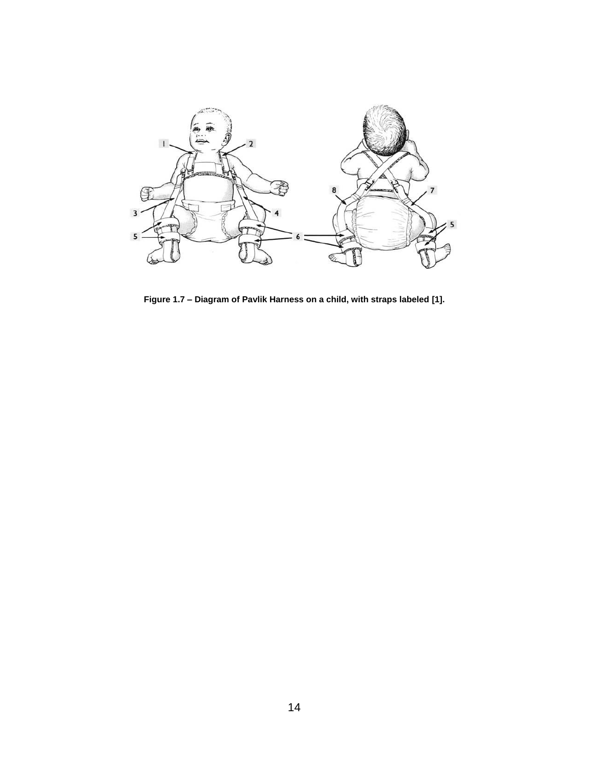**Figure 1.7 – Diagram of Pavlik Harness on a child, with straps labeled [1].**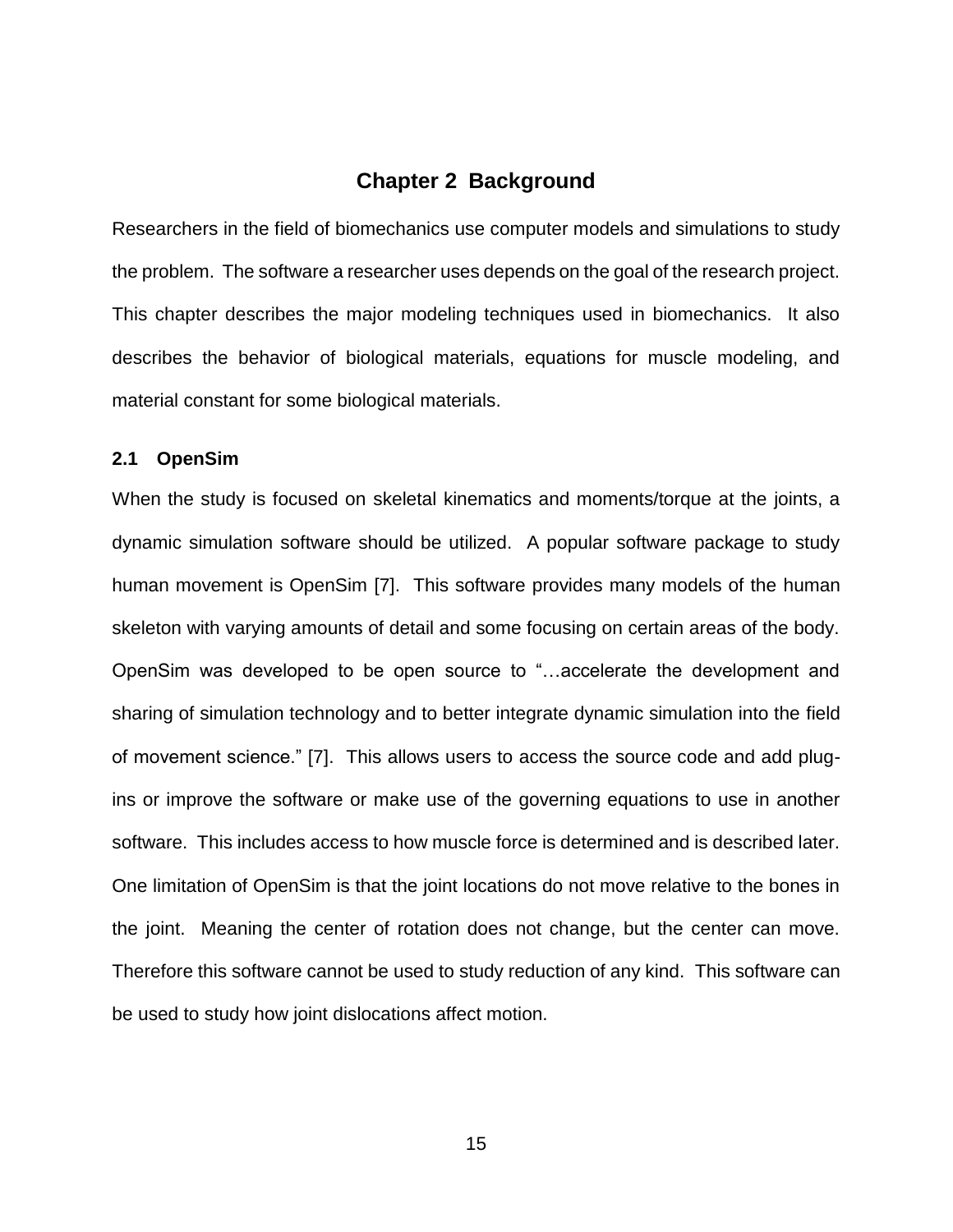# Chapter 2 Background

Researchers in the field of biomechanics use computer models and simulations to study the problem. The software a researcher uses depends on the goal of the research project. This chapter describes the major modeling techniques used in biomechanics. It also describes the behavior of biological materials, equations for muscle modeling, and material constant for some biological materials.

## 2.1 OpenSim

When the study is focused on skeletal kinematics and moments/torque at the joints, a dynamic simulation software should be utilized. A popular software package to study human movement is OpenSim [7]. This software provides many models of the human skeleton with varying amounts of detail and some focusing on certain areas of the body. OpenSim was developed to be open source to "…accelerate the development and sharing of simulation technology and to better integrate dynamic simulation into the field of movement science." [7]. This allows users to access the source code and add plug-ins or improve the software or make use of the governing equations to use in another software. This includes access to how muscle force is determined and is described later. One limitation of OpenSim is that the joint locations do not move relative to the bones in the joint. Meaning the center of rotation does not change, but the center can move. Therefore this software cannot be used to study reduction of any kind. This software can be used to study how joint dislocations affect motion.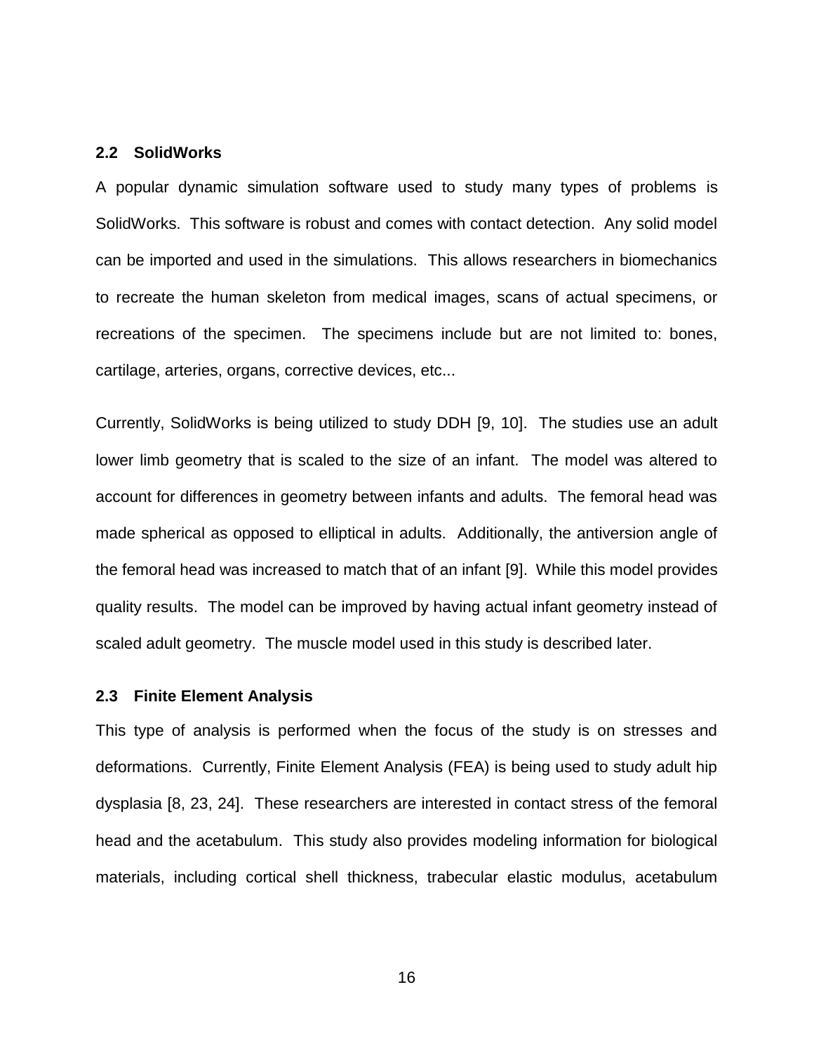## 2.2 SolidWorks

A popular dynamic simulation software used to study many types of problems is SolidWorks. This software is robust and comes with contact detection. Any solid model can be imported and used in the simulations. This allows researchers in biomechanics to recreate the human skeleton from medical images, scans of actual specimens, or recreations of the specimen. The specimens include but are not limited to: bones, cartilage, arteries, organs, corrective devices, etc...

Currently, SolidWorks is being utilized to study DDH [9, 10]. The studies use an adult lower limb geometry that is scaled to the size of an infant. The model was altered to account for differences in geometry between infants and adults. The femoral head was made spherical as opposed to elliptical in adults. Additionally, the antiversion angle of the femoral head was increased to match that of an infant [9]. While this model provides quality results. The model can be improved by having actual infant geometry instead of scaled adult geometry. The muscle model used in this study is described later.

## 2.3 Finite Element Analysis

This type of analysis is performed when the focus of the study is on stresses and deformations. Currently, Finite Element Analysis (FEA) is being used to study adult hip dysplasia [8, 23, 24]. These researchers are interested in contact stress of the femoral head and the acetabulum. This study also provides modeling information for biological materials, including cortical shell thickness, trabecular elastic modulus, acetabulum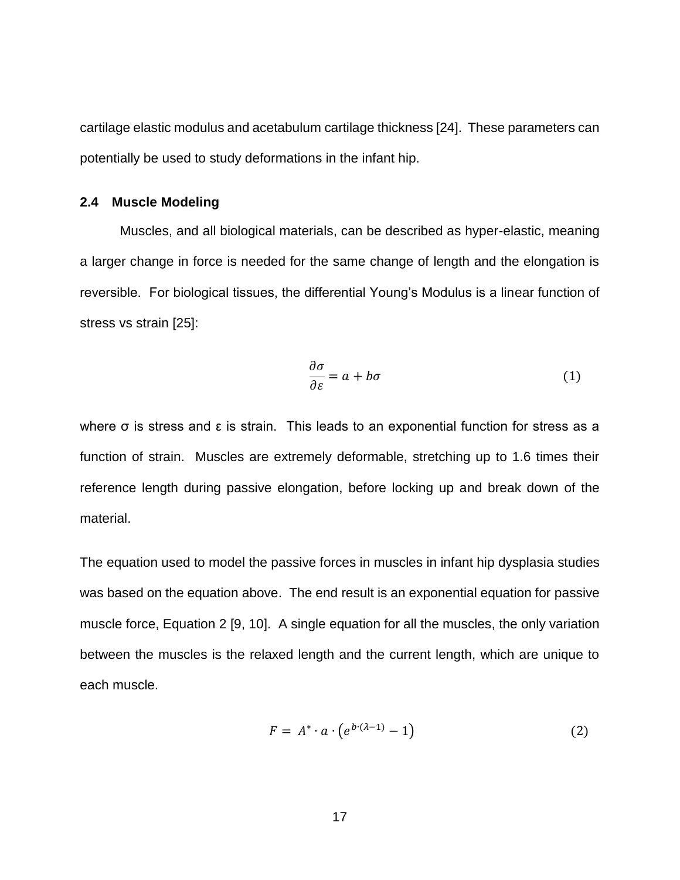cartilage elastic modulus and acetabulum cartilage thickness [24]. These parameters can potentially be used to study deformations in the infant hip.

### 2.4 Muscle Modeling

Muscles, and all biological materials, can be described as hyper-elastic, meaning a larger change in force is needed for the same change of length and the elongation is reversible. For biological tissues, the differential Young's Modulus is a linear function of stress vs strain [25]:

$$\frac{\partial \sigma}{\partial \varepsilon} = a + b\sigma \tag{1}$$

where σ is stress and ε is strain. This leads to an exponential function for stress as a function of strain. Muscles are extremely deformable, stretching up to 1.6 times their reference length during passive elongation, before locking up and break down of the material.

The equation used to model the passive forces in muscles in infant hip dysplasia studies was based on the equation above. The end result is an exponential equation for passive muscle force, Equation 2 [9, 10]. A single equation for all the muscles, the only variation between the muscles is the relaxed length and the current length, which are unique to each muscle.

$$F = A^{*} \cdot a \cdot \left(e^{b \cdot (\lambda - 1)} - 1\right) \tag{2}$$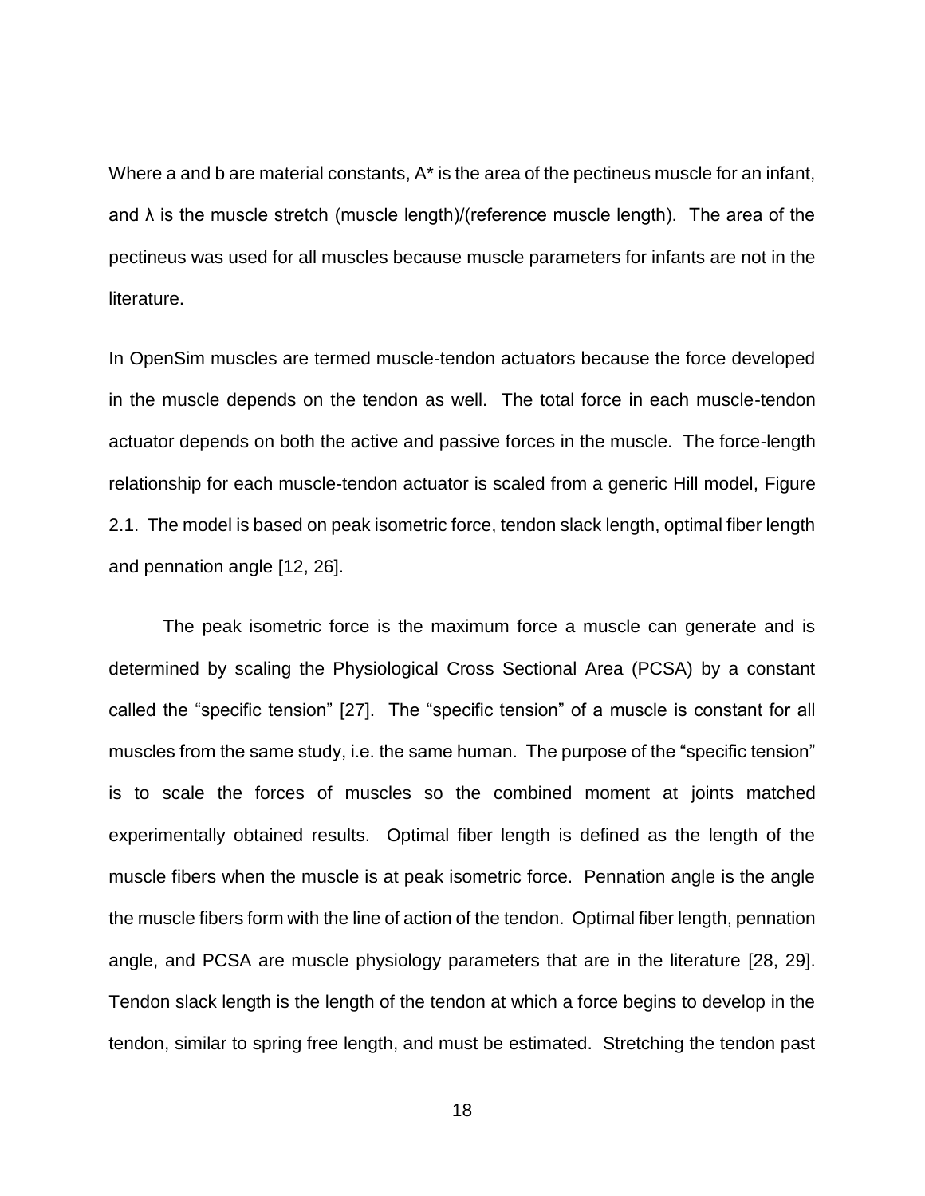Where a and b are material constants, $A^*$ is the area of the pectineus muscle for an infant, and $\lambda$ is the muscle stretch (muscle length)/(reference muscle length). The area of the pectineus was used for all muscles because muscle parameters for infants are not in the literature.

In OpenSim muscles are termed muscle-tendon actuators because the force developed in the muscle depends on the tendon as well. The total force in each muscle-tendon actuator depends on both the active and passive forces in the muscle. The force-length relationship for each muscle-tendon actuator is scaled from a generic Hill model, Figure 2.1. The model is based on peak isometric force, tendon slack length, optimal fiber length and pennation angle [12, 26].

The peak isometric force is the maximum force a muscle can generate and is determined by scaling the Physiological Cross Sectional Area (PCSA) by a constant called the "specific tension" [27]. The "specific tension" of a muscle is constant for all muscles from the same study, i.e. the same human. The purpose of the "specific tension" is to scale the forces of muscles so the combined moment at joints matched experimentally obtained results. Optimal fiber length is defined as the length of the muscle fibers when the muscle is at peak isometric force. Pennation angle is the angle the muscle fibers form with the line of action of the tendon. Optimal fiber length, pennation angle, and PCSA are muscle physiology parameters that are in the literature [28, 29]. Tendon slack length is the length of the tendon at which a force begins to develop in the tendon, similar to spring free length, and must be estimated. Stretching the tendon past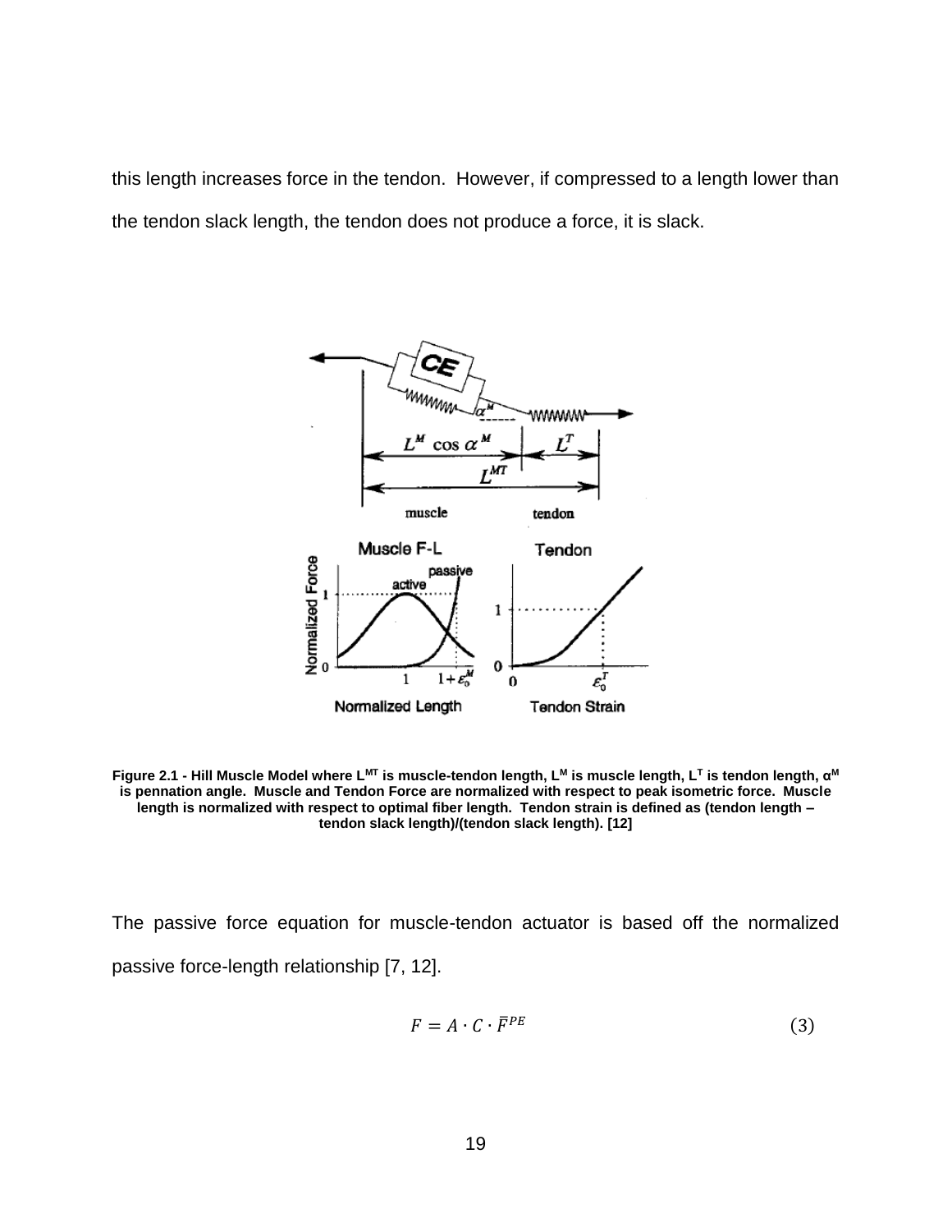this length increases force in the tendon. However, if compressed to a length lower than the tendon slack length, the tendon does not produce a force, it is slack.

**Figure 2.1 - Hill Muscle Model where $L^{MT}$ is muscle-tendon length, $L^{M}$ is muscle length, $L^{T}$ is tendon length, $\alpha^{M}$ is pennation angle. Muscle and Tendon Force are normalized with respect to peak isometric force. Muscle length is normalized with respect to optimal fiber length. Tendon strain is defined as (tendon length – tendon slack length)/(tendon slack length). [12]**

The passive force equation for muscle-tendon actuator is based off the normalized passive force-length relationship [7, 12].

$$F = A \cdot C \cdot \bar{F}^{PE} \tag{3}$$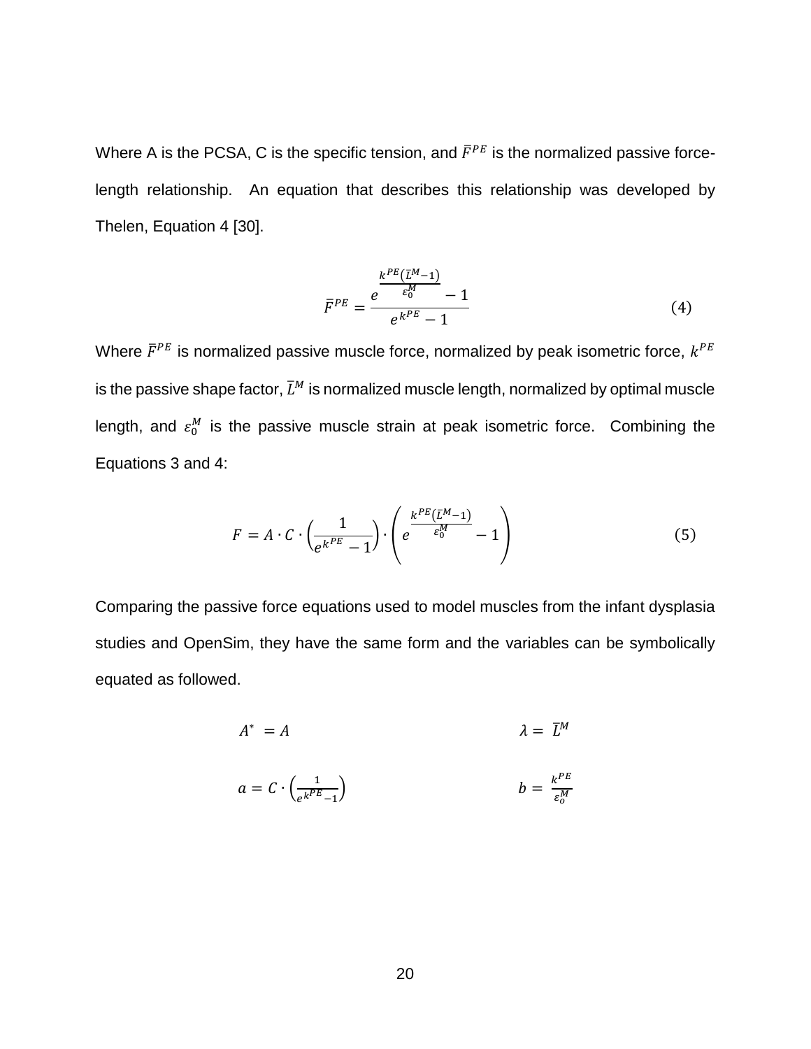Where A is the PCSA, C is the specific tension, and $\bar{F}^{PE}$ is the normalized passive force-length relationship. An equation that describes this relationship was developed by Thelen, Equation 4 [30].

$$\bar{F}^{PE} = \frac{e^{\frac{k^{PE}(\bar{L}^{M}-1)}{\varepsilon_0^M}} - 1}{e^{k^{PE}} - 1} \tag{4}$$

Where $\bar{F}^{PE}$ is normalized passive muscle force, normalized by peak isometric force, $k^{PE}$ is the passive shape factor, $\bar{L}^{M}$ is normalized muscle length, normalized by optimal muscle length, and $\varepsilon_0^M$ is the passive muscle strain at peak isometric force. Combining the Equations 3 and 4:

$$F = A \cdot C \cdot \left(\frac{1}{e^{k^{PE}} - 1}\right) \cdot \left(e^{\frac{k^{PE}(\bar{L}^{M}-1)}{\varepsilon_0^M}} - 1\right) \tag{5}$$

Comparing the passive force equations used to model muscles from the infant dysplasia studies and OpenSim, they have the same form and the variables can be symbolically equated as followed.

$$A^* = A \qquad\qquad \lambda = \bar{L}^{M}$$

$$a = C \cdot \left(\frac{1}{e^{k^{PE}} - 1}\right) \qquad\qquad b = \frac{k^{PE}}{\varepsilon_o^M}$$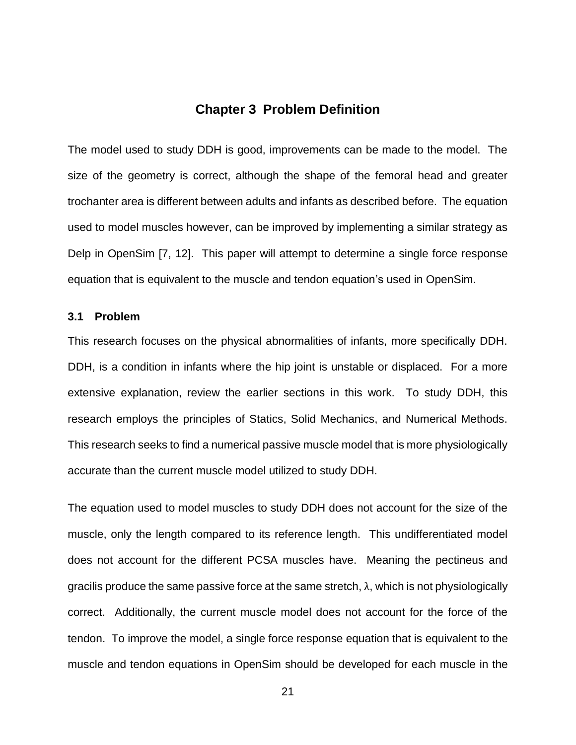# Chapter 3 Problem Definition

The model used to study DDH is good, improvements can be made to the model. The size of the geometry is correct, although the shape of the femoral head and greater trochanter area is different between adults and infants as described before. The equation used to model muscles however, can be improved by implementing a similar strategy as Delp in OpenSim [7, 12]. This paper will attempt to determine a single force response equation that is equivalent to the muscle and tendon equation's used in OpenSim.

### 3.1 Problem

This research focuses on the physical abnormalities of infants, more specifically DDH. DDH, is a condition in infants where the hip joint is unstable or displaced. For a more extensive explanation, review the earlier sections in this work. To study DDH, this research employs the principles of Statics, Solid Mechanics, and Numerical Methods. This research seeks to find a numerical passive muscle model that is more physiologically accurate than the current muscle model utilized to study DDH.

The equation used to model muscles to study DDH does not account for the size of the muscle, only the length compared to its reference length. This undifferentiated model does not account for the different PCSA muscles have. Meaning the pectineus and gracilis produce the same passive force at the same stretch, $\lambda$, which is not physiologically correct. Additionally, the current muscle model does not account for the force of the tendon. To improve the model, a single force response equation that is equivalent to the muscle and tendon equations in OpenSim should be developed for each muscle in the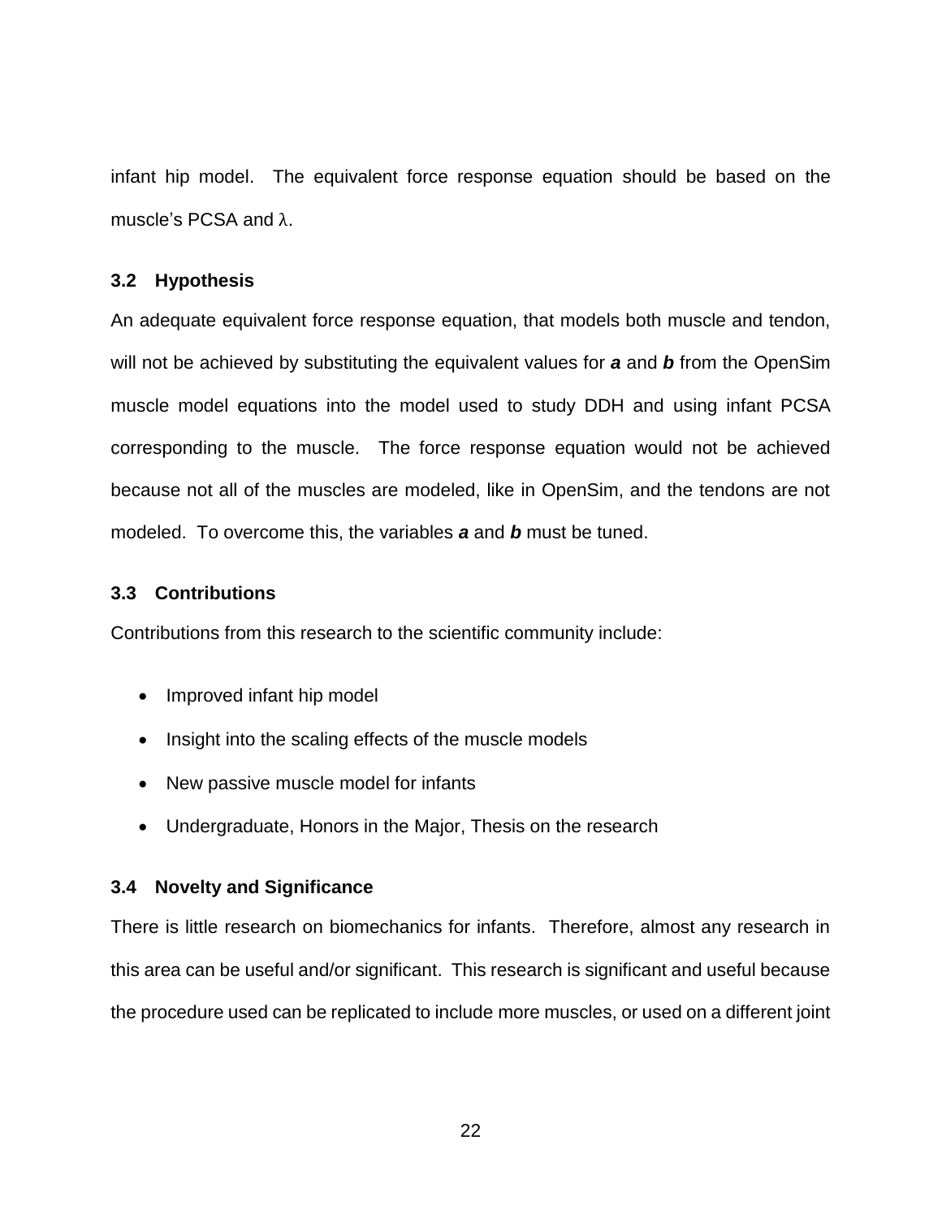infant hip model. The equivalent force response equation should be based on the muscle's PCSA and $\lambda$.

### 3.2 Hypothesis

An adequate equivalent force response equation, that models both muscle and tendon, will not be achieved by substituting the equivalent values for ***a*** and ***b*** from the OpenSim muscle model equations into the model used to study DDH and using infant PCSA corresponding to the muscle. The force response equation would not be achieved because not all of the muscles are modeled, like in OpenSim, and the tendons are not modeled. To overcome this, the variables ***a*** and ***b*** must be tuned.

### 3.3 Contributions

Contributions from this research to the scientific community include:

- Improved infant hip model
- Insight into the scaling effects of the muscle models
- New passive muscle model for infants
- Undergraduate, Honors in the Major, Thesis on the research

### 3.4 Novelty and Significance

There is little research on biomechanics for infants. Therefore, almost any research in this area can be useful and/or significant. This research is significant and useful because the procedure used can be replicated to include more muscles, or used on a different joint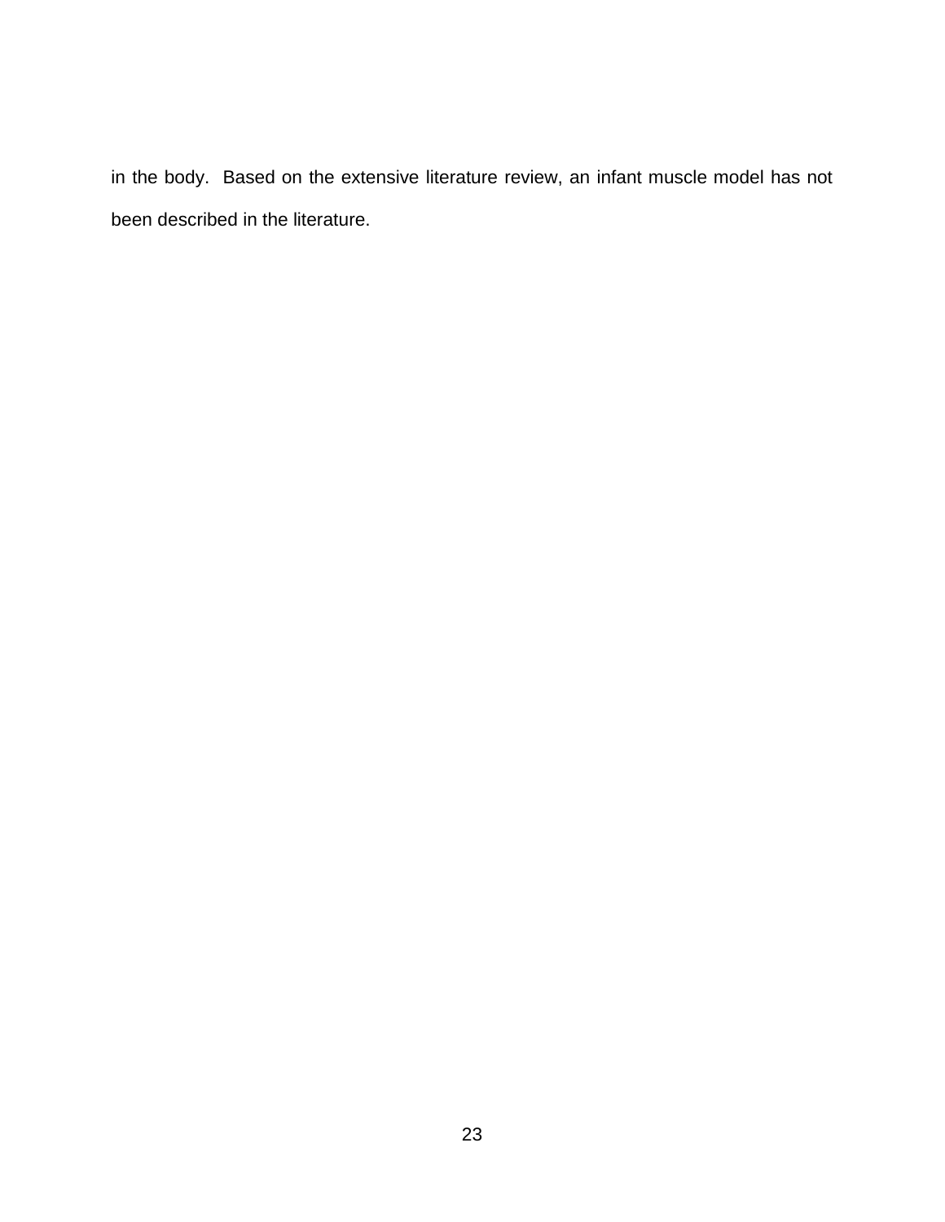in the body. Based on the extensive literature review, an infant muscle model has not been described in the literature.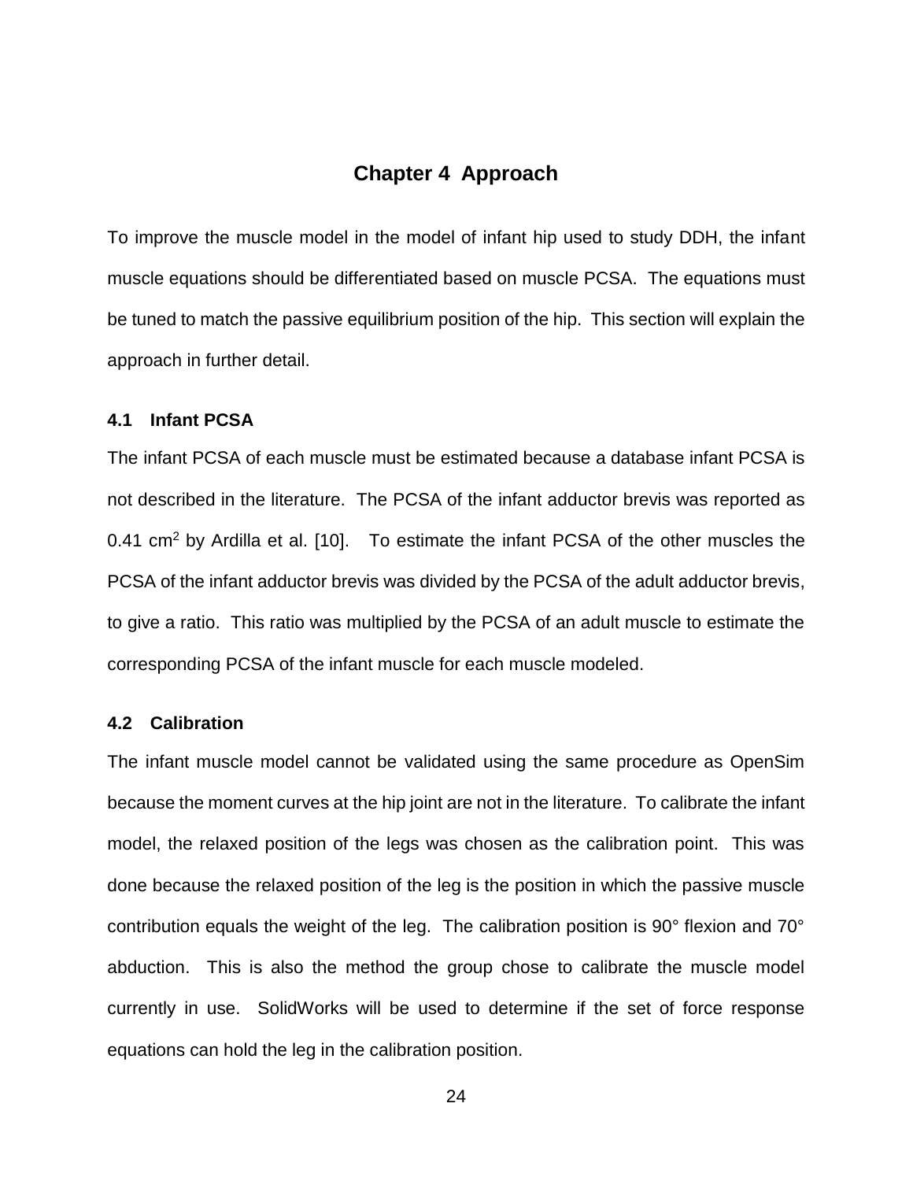# Chapter 4 Approach

To improve the muscle model in the model of infant hip used to study DDH, the infant muscle equations should be differentiated based on muscle PCSA. The equations must be tuned to match the passive equilibrium position of the hip. This section will explain the approach in further detail.

## 4.1 Infant PCSA

The infant PCSA of each muscle must be estimated because a database infant PCSA is not described in the literature. The PCSA of the infant adductor brevis was reported as 0.41 $cm^2$ by Ardilla et al. [10]. To estimate the infant PCSA of the other muscles the PCSA of the infant adductor brevis was divided by the PCSA of the adult adductor brevis, to give a ratio. This ratio was multiplied by the PCSA of an adult muscle to estimate the corresponding PCSA of the infant muscle for each muscle modeled.

## 4.2 Calibration

The infant muscle model cannot be validated using the same procedure as OpenSim because the moment curves at the hip joint are not in the literature. To calibrate the infant model, the relaxed position of the legs was chosen as the calibration point. This was done because the relaxed position of the leg is the position in which the passive muscle contribution equals the weight of the leg. The calibration position is 90° flexion and 70° abduction. This is also the method the group chose to calibrate the muscle model currently in use. SolidWorks will be used to determine if the set of force response equations can hold the leg in the calibration position.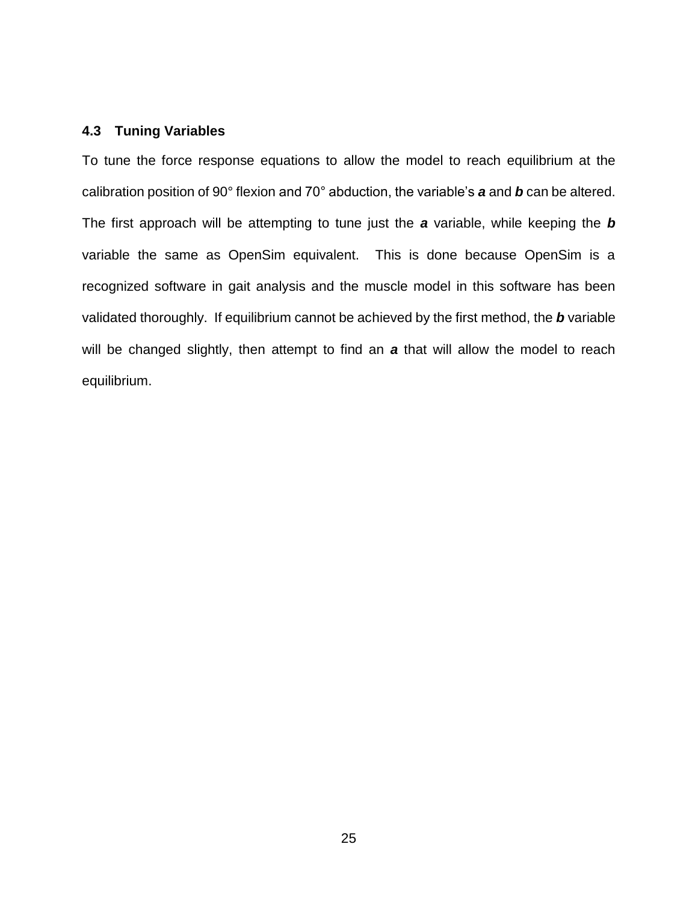### 4.3 Tuning Variables

To tune the force response equations to allow the model to reach equilibrium at the calibration position of 90° flexion and 70° abduction, the variable's ***a*** and ***b*** can be altered. The first approach will be attempting to tune just the ***a*** variable, while keeping the ***b*** variable the same as OpenSim equivalent. This is done because OpenSim is a recognized software in gait analysis and the muscle model in this software has been validated thoroughly. If equilibrium cannot be achieved by the first method, the ***b*** variable will be changed slightly, then attempt to find an ***a*** that will allow the model to reach equilibrium.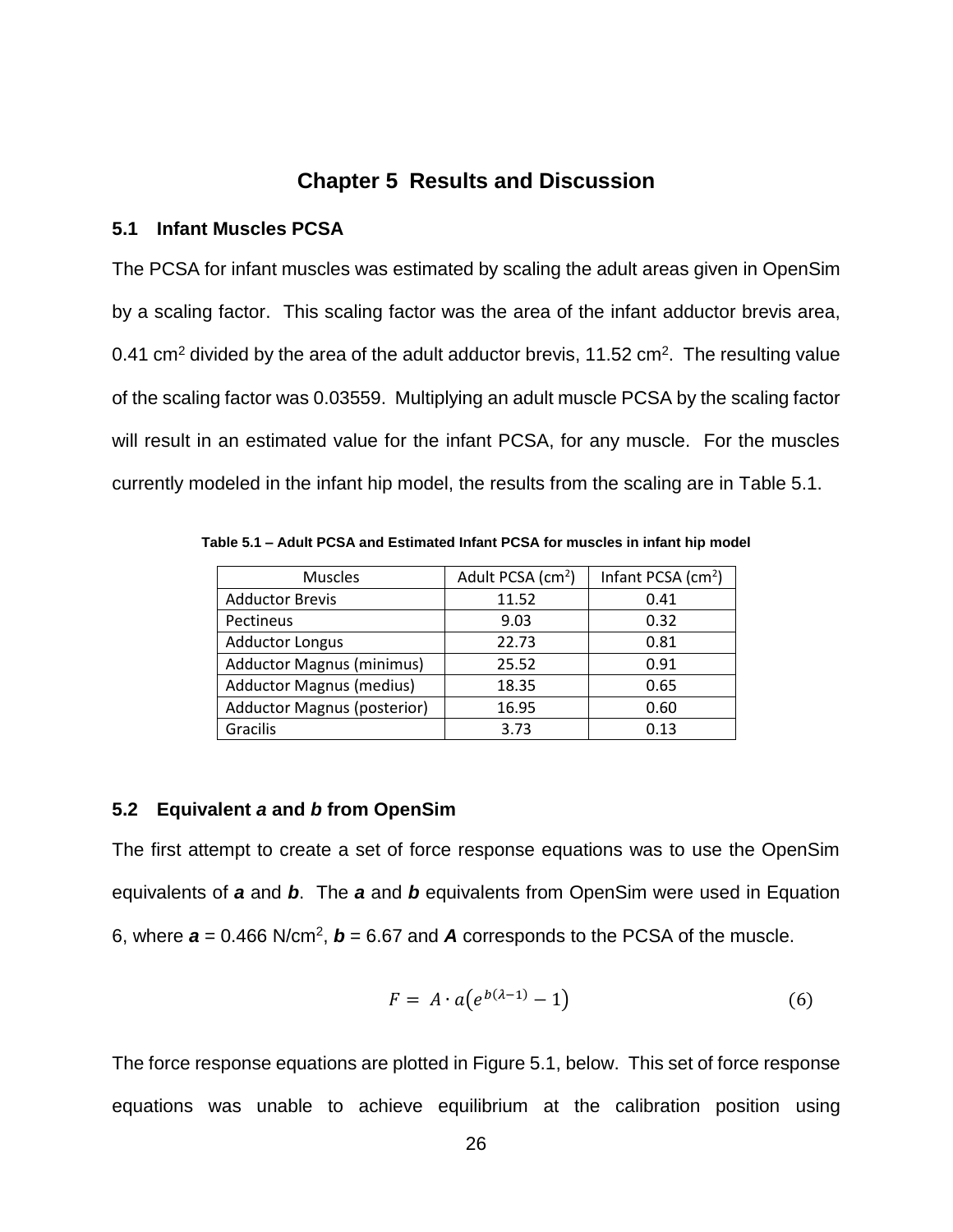# Chapter 5 Results and Discussion

## 5.1 Infant Muscles PCSA

The PCSA for infant muscles was estimated by scaling the adult areas given in OpenSim by a scaling factor. This scaling factor was the area of the infant adductor brevis area, 0.41 $cm^2$ divided by the area of the adult adductor brevis, 11.52 $cm^2$. The resulting value of the scaling factor was 0.03559. Multiplying an adult muscle PCSA by the scaling factor will result in an estimated value for the infant PCSA, for any muscle. For the muscles currently modeled in the infant hip model, the results from the scaling are in Table 5.1.

**Table 5.1 – Adult PCSA and Estimated Infant PCSA for muscles in infant hip model**

| Muscles | Adult PCSA ($cm^2$) | Infant PCSA ($cm^2$) |
| --- | --- | --- |
| Adductor Brevis | 11.52 | 0.41 |
| Pectineus | 9.03 | 0.32 |
| Adductor Longus | 22.73 | 0.81 |
| Adductor Magnus (minimus) | 25.52 | 0.91 |
| Adductor Magnus (medius) | 18.35 | 0.65 |
| Adductor Magnus (posterior) | 16.95 | 0.60 |
| Gracilis | 3.73 | 0.13 |

## 5.2 Equivalent *a* and *b* from OpenSim

The first attempt to create a set of force response equations was to use the OpenSim equivalents of ***a*** and ***b***. The ***a*** and ***b*** equivalents from OpenSim were used in Equation 6, where ***a*** = 0.466 N/$cm^2$, ***b*** = 6.67 and ***A*** corresponds to the PCSA of the muscle.

$$F = A \cdot a\left(e^{b(\lambda-1)} - 1\right) \tag{6}$$

The force response equations are plotted in Figure 5.1, below. This set of force response equations was unable to achieve equilibrium at the calibration position using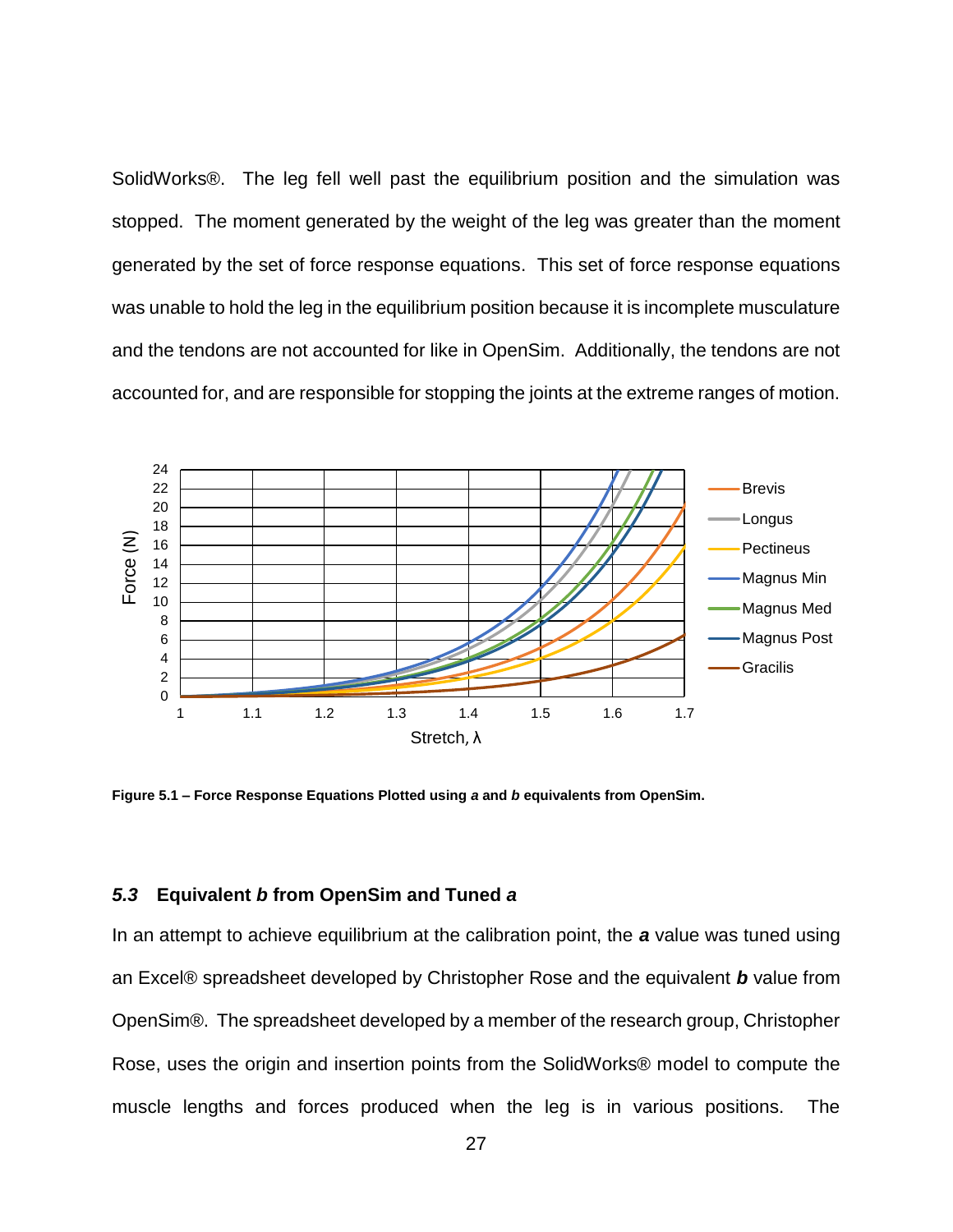SolidWorks®. The leg fell well past the equilibrium position and the simulation was stopped. The moment generated by the weight of the leg was greater than the moment generated by the set of force response equations. This set of force response equations was unable to hold the leg in the equilibrium position because it is incomplete musculature and the tendons are not accounted for like in OpenSim. Additionally, the tendons are not accounted for, and are responsible for stopping the joints at the extreme ranges of motion.

**Figure 5.1 – Force Response Equations Plotted using *a* and *b* equivalents from OpenSim.**

### *5.3* Equivalent *b* from OpenSim and Tuned *a*

In an attempt to achieve equilibrium at the calibration point, the ***a*** value was tuned using an Excel® spreadsheet developed by Christopher Rose and the equivalent ***b*** value from OpenSim®. The spreadsheet developed by a member of the research group, Christopher Rose, uses the origin and insertion points from the SolidWorks® model to compute the muscle lengths and forces produced when the leg is in various positions. The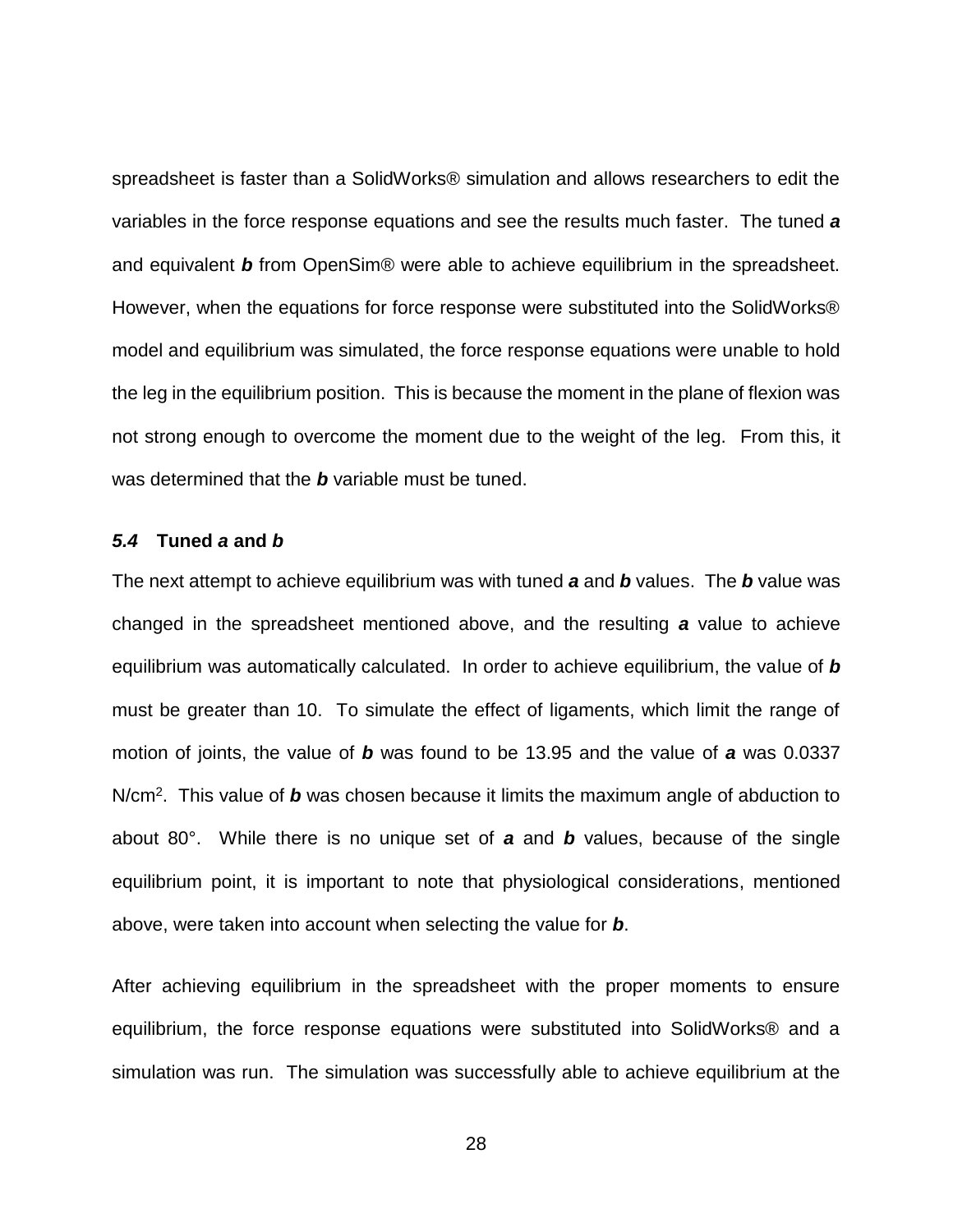spreadsheet is faster than a SolidWorks® simulation and allows researchers to edit the variables in the force response equations and see the results much faster. The tuned ***a*** and equivalent ***b*** from OpenSim® were able to achieve equilibrium in the spreadsheet. However, when the equations for force response were substituted into the SolidWorks® model and equilibrium was simulated, the force response equations were unable to hold the leg in the equilibrium position. This is because the moment in the plane of flexion was not strong enough to overcome the moment due to the weight of the leg. From this, it was determined that the ***b*** variable must be tuned.

### *5.4* Tuned *a* and *b*

The next attempt to achieve equilibrium was with tuned ***a*** and ***b*** values. The ***b*** value was changed in the spreadsheet mentioned above, and the resulting ***a*** value to achieve equilibrium was automatically calculated. In order to achieve equilibrium, the value of ***b*** must be greater than 10. To simulate the effect of ligaments, which limit the range of motion of joints, the value of ***b*** was found to be 13.95 and the value of ***a*** was 0.0337 N/cm$^2$. This value of ***b*** was chosen because it limits the maximum angle of abduction to about 80°. While there is no unique set of ***a*** and ***b*** values, because of the single equilibrium point, it is important to note that physiological considerations, mentioned above, were taken into account when selecting the value for ***b***.

After achieving equilibrium in the spreadsheet with the proper moments to ensure equilibrium, the force response equations were substituted into SolidWorks® and a simulation was run. The simulation was successfully able to achieve equilibrium at the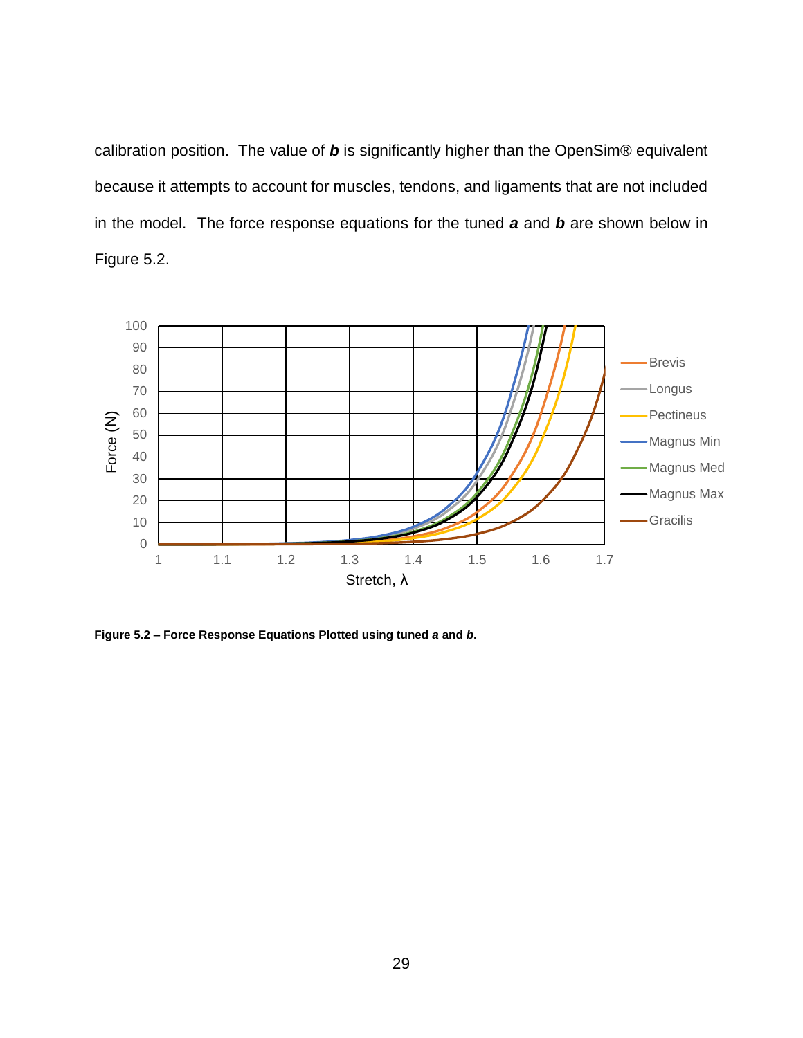calibration position. The value of ***b*** is significantly higher than the OpenSim® equivalent because it attempts to account for muscles, tendons, and ligaments that are not included in the model. The force response equations for the tuned ***a*** and ***b*** are shown below in Figure 5.2.

**Figure 5.2 – Force Response Equations Plotted using tuned *a* and *b*.**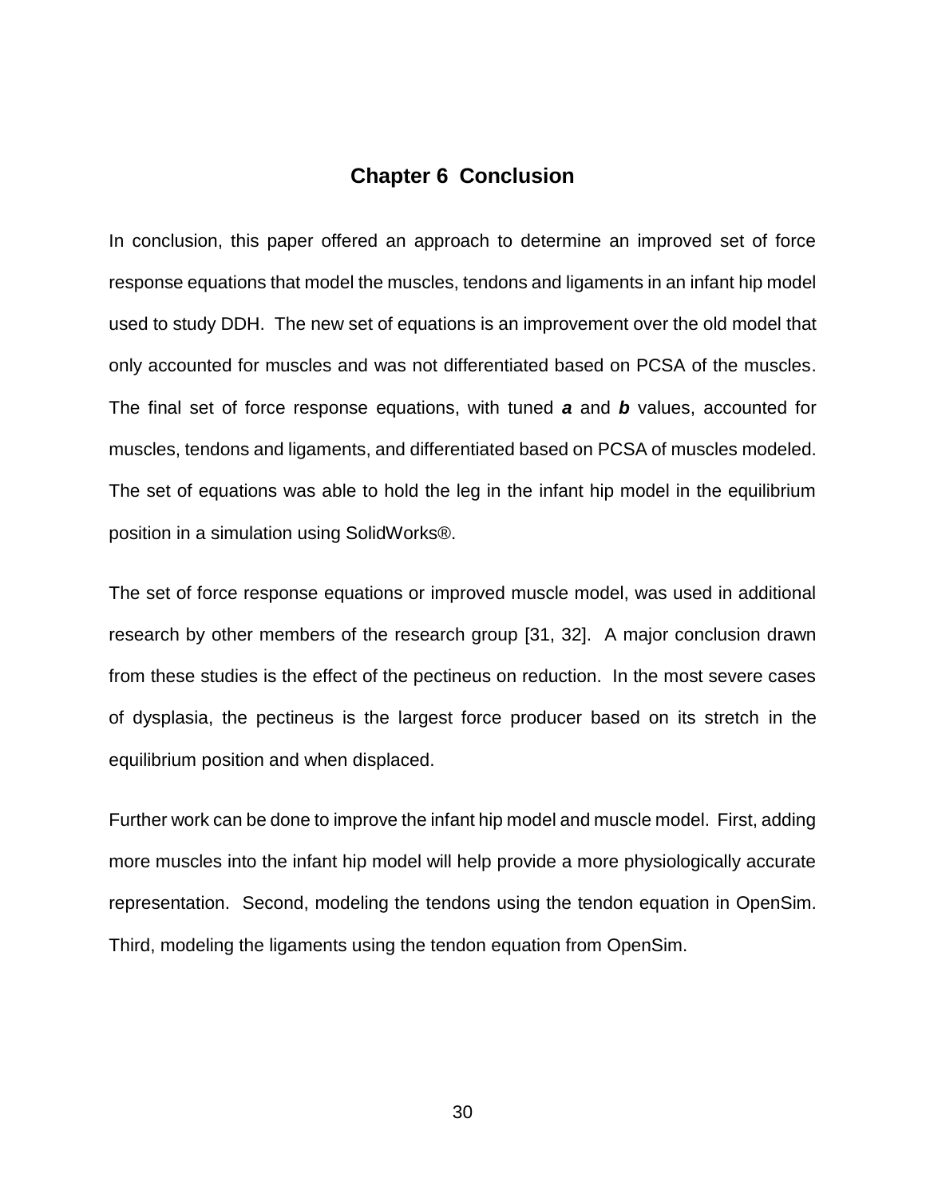# Chapter 6 Conclusion

In conclusion, this paper offered an approach to determine an improved set of force response equations that model the muscles, tendons and ligaments in an infant hip model used to study DDH. The new set of equations is an improvement over the old model that only accounted for muscles and was not differentiated based on PCSA of the muscles. The final set of force response equations, with tuned ***a*** and ***b*** values, accounted for muscles, tendons and ligaments, and differentiated based on PCSA of muscles modeled. The set of equations was able to hold the leg in the infant hip model in the equilibrium position in a simulation using SolidWorks®.

The set of force response equations or improved muscle model, was used in additional research by other members of the research group [31, 32]. A major conclusion drawn from these studies is the effect of the pectineus on reduction. In the most severe cases of dysplasia, the pectineus is the largest force producer based on its stretch in the equilibrium position and when displaced.

Further work can be done to improve the infant hip model and muscle model. First, adding more muscles into the infant hip model will help provide a more physiologically accurate representation. Second, modeling the tendons using the tendon equation in OpenSim. Third, modeling the ligaments using the tendon equation from OpenSim.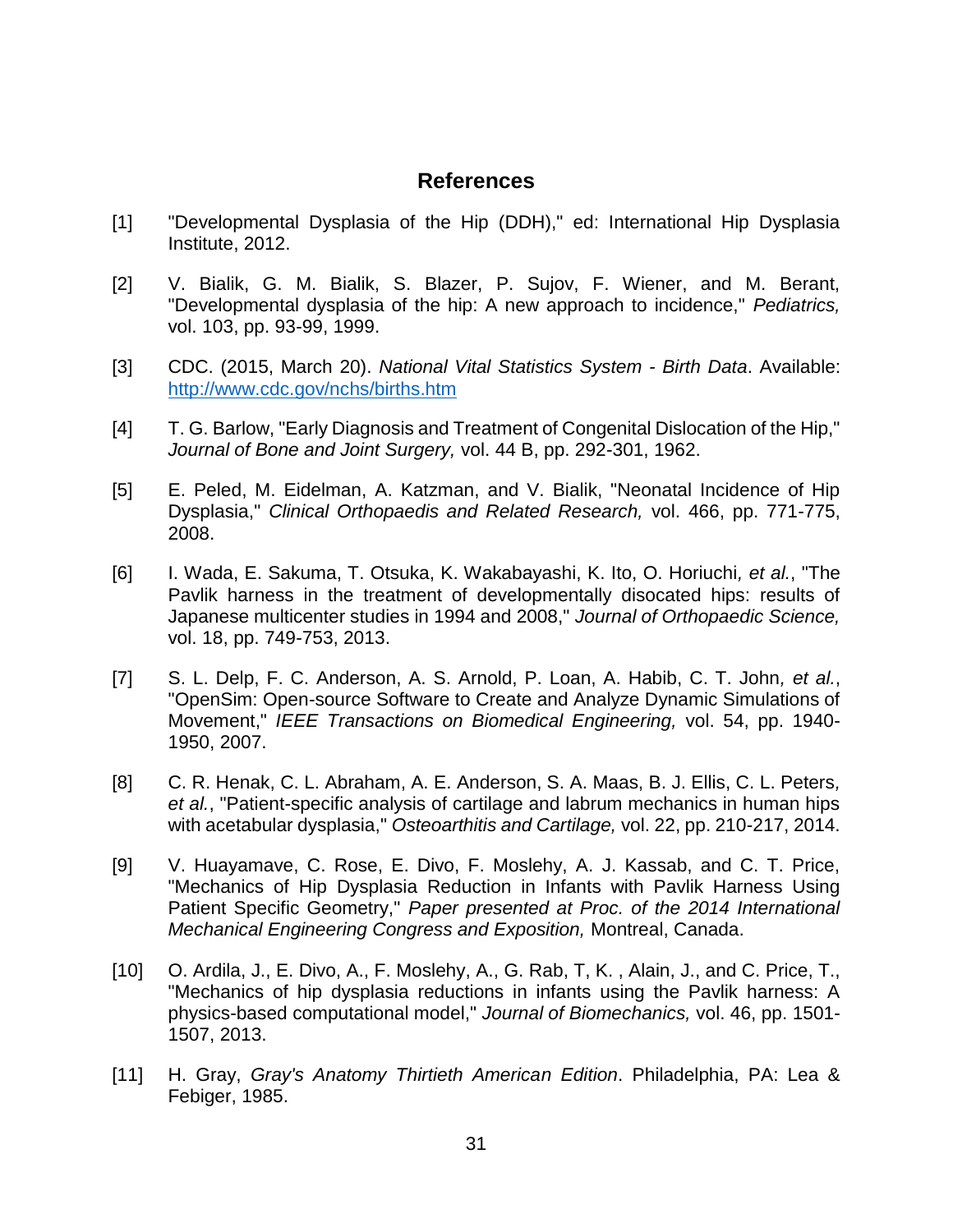## References

[1] "Developmental Dysplasia of the Hip (DDH)," ed: International Hip Dysplasia Institute, 2012.

[2] V. Bialik, G. M. Bialik, S. Blazer, P. Sujov, F. Wiener, and M. Berant, "Developmental dysplasia of the hip: A new approach to incidence," *Pediatrics,* vol. 103, pp. 93-99, 1999.

[3] CDC. (2015, March 20). *National Vital Statistics System - Birth Data*. Available: http://www.cdc.gov/nchs/births.htm

[4] T. G. Barlow, "Early Diagnosis and Treatment of Congenital Dislocation of the Hip," *Journal of Bone and Joint Surgery,* vol. 44 B, pp. 292-301, 1962.

[5] E. Peled, M. Eidelman, A. Katzman, and V. Bialik, "Neonatal Incidence of Hip Dysplasia," *Clinical Orthopaedis and Related Research,* vol. 466, pp. 771-775, 2008.

[6] I. Wada, E. Sakuma, T. Otsuka, K. Wakabayashi, K. Ito, O. Horiuchi*, et al.*, "The Pavlik harness in the treatment of developmentally disocated hips: results of Japanese multicenter studies in 1994 and 2008," *Journal of Orthopaedic Science,* vol. 18, pp. 749-753, 2013.

[7] S. L. Delp, F. C. Anderson, A. S. Arnold, P. Loan, A. Habib, C. T. John*, et al.*, "OpenSim: Open-source Software to Create and Analyze Dynamic Simulations of Movement," *IEEE Transactions on Biomedical Engineering,* vol. 54, pp. 1940-1950, 2007.

[8] C. R. Henak, C. L. Abraham, A. E. Anderson, S. A. Maas, B. J. Ellis, C. L. Peters*, et al.*, "Patient-specific analysis of cartilage and labrum mechanics in human hips with acetabular dysplasia," *Osteoarthitis and Cartilage,* vol. 22, pp. 210-217, 2014.

[9] V. Huayamave, C. Rose, E. Divo, F. Moslehy, A. J. Kassab, and C. T. Price, "Mechanics of Hip Dysplasia Reduction in Infants with Pavlik Harness Using Patient Specific Geometry," *Paper presented at Proc. of the 2014 International Mechanical Engineering Congress and Exposition,* Montreal, Canada.

[10] O. Ardila, J., E. Divo, A., F. Moslehy, A., G. Rab, T, K. , Alain, J., and C. Price, T., "Mechanics of hip dysplasia reductions in infants using the Pavlik harness: A physics-based computational model," *Journal of Biomechanics,* vol. 46, pp. 1501-1507, 2013.

[11] H. Gray, *Gray's Anatomy Thirtieth American Edition*. Philadelphia, PA: Lea & Febiger, 1985.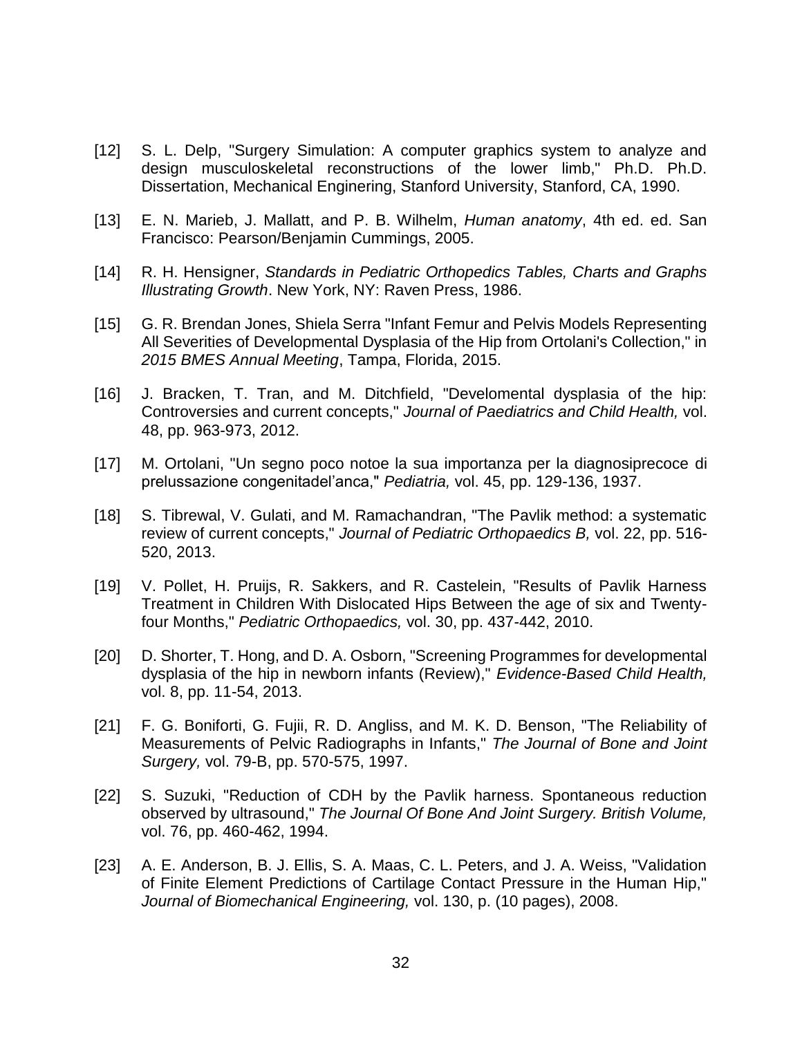[12] S. L. Delp, "Surgery Simulation: A computer graphics system to analyze and design musculoskeletal reconstructions of the lower limb," Ph.D. Ph.D. Dissertation, Mechanical Enginering, Stanford University, Stanford, CA, 1990.

[13] E. N. Marieb, J. Mallatt, and P. B. Wilhelm, *Human anatomy*, 4th ed. ed. San Francisco: Pearson/Benjamin Cummings, 2005.

[14] R. H. Hensigner, *Standards in Pediatric Orthopedics Tables, Charts and Graphs Illustrating Growth*. New York, NY: Raven Press, 1986.

[15] G. R. Brendan Jones, Shiela Serra "Infant Femur and Pelvis Models Representing All Severities of Developmental Dysplasia of the Hip from Ortolani's Collection," in *2015 BMES Annual Meeting*, Tampa, Florida, 2015.

[16] J. Bracken, T. Tran, and M. Ditchfield, "Develomental dysplasia of the hip: Controversies and current concepts," *Journal of Paediatrics and Child Health,* vol. 48, pp. 963-973, 2012.

[17] M. Ortolani, "Un segno poco notoe la sua importanza per la diagnosiprecoce di prelussazione congenitadel'anca," *Pediatria,* vol. 45, pp. 129-136, 1937.

[18] S. Tibrewal, V. Gulati, and M. Ramachandran, "The Pavlik method: a systematic review of current concepts," *Journal of Pediatric Orthopaedics B,* vol. 22, pp. 516-520, 2013.

[19] V. Pollet, H. Pruijs, R. Sakkers, and R. Castelein, "Results of Pavlik Harness Treatment in Children With Dislocated Hips Between the age of six and Twenty-four Months," *Pediatric Orthopaedics,* vol. 30, pp. 437-442, 2010.

[20] D. Shorter, T. Hong, and D. A. Osborn, "Screening Programmes for developmental dysplasia of the hip in newborn infants (Review)," *Evidence-Based Child Health,* vol. 8, pp. 11-54, 2013.

[21] F. G. Boniforti, G. Fujii, R. D. Angliss, and M. K. D. Benson, "The Reliability of Measurements of Pelvic Radiographs in Infants," *The Journal of Bone and Joint Surgery,* vol. 79-B, pp. 570-575, 1997.

[22] S. Suzuki, "Reduction of CDH by the Pavlik harness. Spontaneous reduction observed by ultrasound," *The Journal Of Bone And Joint Surgery. British Volume,* vol. 76, pp. 460-462, 1994.

[23] A. E. Anderson, B. J. Ellis, S. A. Maas, C. L. Peters, and J. A. Weiss, "Validation of Finite Element Predictions of Cartilage Contact Pressure in the Human Hip," *Journal of Biomechanical Engineering,* vol. 130, p. (10 pages), 2008.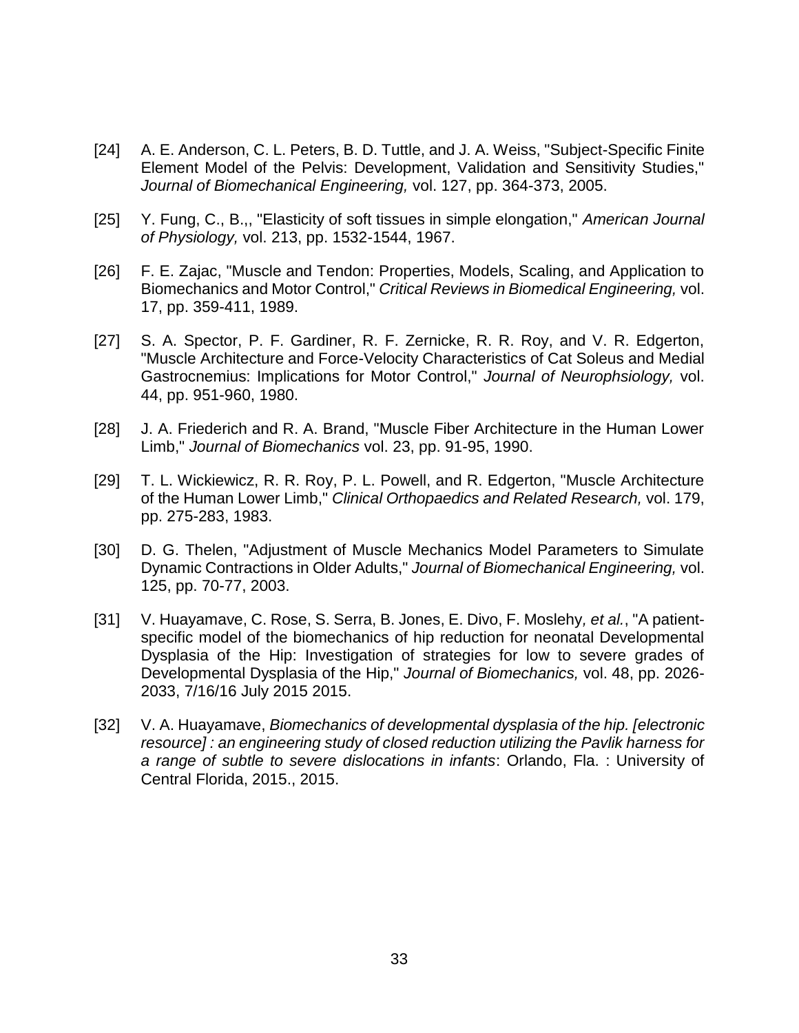[24] A. E. Anderson, C. L. Peters, B. D. Tuttle, and J. A. Weiss, "Subject-Specific Finite Element Model of the Pelvis: Development, Validation and Sensitivity Studies," *Journal of Biomechanical Engineering,* vol. 127, pp. 364-373, 2005.

[25] Y. Fung, C., B.,, "Elasticity of soft tissues in simple elongation," *American Journal of Physiology,* vol. 213, pp. 1532-1544, 1967.

[26] F. E. Zajac, "Muscle and Tendon: Properties, Models, Scaling, and Application to Biomechanics and Motor Control," *Critical Reviews in Biomedical Engineering,* vol. 17, pp. 359-411, 1989.

[27] S. A. Spector, P. F. Gardiner, R. F. Zernicke, R. R. Roy, and V. R. Edgerton, "Muscle Architecture and Force-Velocity Characteristics of Cat Soleus and Medial Gastrocnemius: Implications for Motor Control," *Journal of Neurophsiology,* vol. 44, pp. 951-960, 1980.

[28] J. A. Friederich and R. A. Brand, "Muscle Fiber Architecture in the Human Lower Limb," *Journal of Biomechanics* vol. 23, pp. 91-95, 1990.

[29] T. L. Wickiewicz, R. R. Roy, P. L. Powell, and R. Edgerton, "Muscle Architecture of the Human Lower Limb," *Clinical Orthopaedics and Related Research,* vol. 179, pp. 275-283, 1983.

[30] D. G. Thelen, "Adjustment of Muscle Mechanics Model Parameters to Simulate Dynamic Contractions in Older Adults," *Journal of Biomechanical Engineering,* vol. 125, pp. 70-77, 2003.

[31] V. Huayamave, C. Rose, S. Serra, B. Jones, E. Divo, F. Moslehy*, et al.*, "A patient-specific model of the biomechanics of hip reduction for neonatal Developmental Dysplasia of the Hip: Investigation of strategies for low to severe grades of Developmental Dysplasia of the Hip," *Journal of Biomechanics,* vol. 48, pp. 2026-2033, 7/16/16 July 2015 2015.

[32] V. A. Huayamave, *Biomechanics of developmental dysplasia of the hip. [electronic resource] : an engineering study of closed reduction utilizing the Pavlik harness for a range of subtle to severe dislocations in infants*: Orlando, Fla. : University of Central Florida, 2015., 2015.